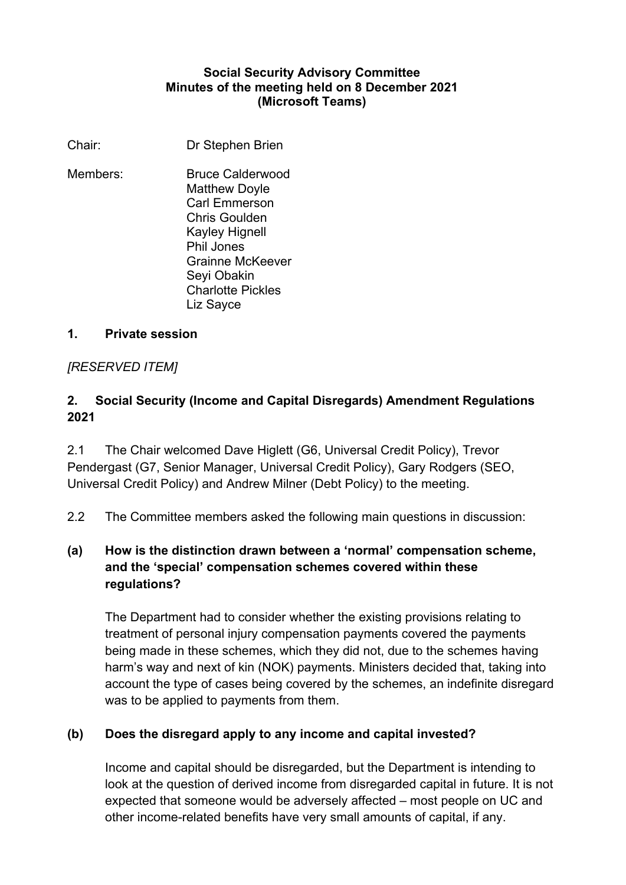**Social Security Advisory Committee**
**Minutes of the meeting held on 8 December 2021**
**(Microsoft Teams)**

Chair: Dr Stephen Brien

Members:
Bruce Calderwood
Matthew Doyle
Carl Emmerson
Chris Goulden
Kayley Hignell
Phil Jones
Grainne McKeever
Seyi Obakin
Charlotte Pickles
Liz Sayce

## 1. Private session

*[RESERVED ITEM]*

## 2. Social Security (Income and Capital Disregards) Amendment Regulations 2021

2.1 The Chair welcomed Dave Higlett (G6, Universal Credit Policy), Trevor Pendergast (G7, Senior Manager, Universal Credit Policy), Gary Rodgers (SEO, Universal Credit Policy) and Andrew Milner (Debt Policy) to the meeting.

2.2 The Committee members asked the following main questions in discussion:

**(a) How is the distinction drawn between a 'normal' compensation scheme, and the 'special' compensation schemes covered within these regulations?**

The Department had to consider whether the existing provisions relating to treatment of personal injury compensation payments covered the payments being made in these schemes, which they did not, due to the schemes having harm's way and next of kin (NOK) payments. Ministers decided that, taking into account the type of cases being covered by the schemes, an indefinite disregard was to be applied to payments from them.

**(b) Does the disregard apply to any income and capital invested?**

Income and capital should be disregarded, but the Department is intending to look at the question of derived income from disregarded capital in future. It is not expected that someone would be adversely affected – most people on UC and other income-related benefits have very small amounts of capital, if any.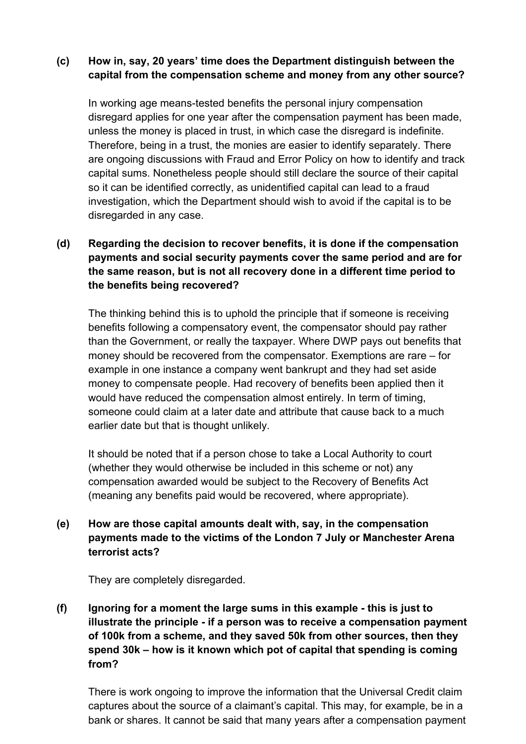**(c) How in, say, 20 years' time does the Department distinguish between the capital from the compensation scheme and money from any other source?**

In working age means-tested benefits the personal injury compensation disregard applies for one year after the compensation payment has been made, unless the money is placed in trust, in which case the disregard is indefinite. Therefore, being in a trust, the monies are easier to identify separately. There are ongoing discussions with Fraud and Error Policy on how to identify and track capital sums. Nonetheless people should still declare the source of their capital so it can be identified correctly, as unidentified capital can lead to a fraud investigation, which the Department should wish to avoid if the capital is to be disregarded in any case.

**(d) Regarding the decision to recover benefits, it is done if the compensation payments and social security payments cover the same period and are for the same reason, but is not all recovery done in a different time period to the benefits being recovered?**

The thinking behind this is to uphold the principle that if someone is receiving benefits following a compensatory event, the compensator should pay rather than the Government, or really the taxpayer. Where DWP pays out benefits that money should be recovered from the compensator. Exemptions are rare – for example in one instance a company went bankrupt and they had set aside money to compensate people. Had recovery of benefits been applied then it would have reduced the compensation almost entirely. In term of timing, someone could claim at a later date and attribute that cause back to a much earlier date but that is thought unlikely.

It should be noted that if a person chose to take a Local Authority to court (whether they would otherwise be included in this scheme or not) any compensation awarded would be subject to the Recovery of Benefits Act (meaning any benefits paid would be recovered, where appropriate).

**(e) How are those capital amounts dealt with, say, in the compensation payments made to the victims of the London 7 July or Manchester Arena terrorist acts?**

They are completely disregarded.

**(f) Ignoring for a moment the large sums in this example - this is just to illustrate the principle - if a person was to receive a compensation payment of 100k from a scheme, and they saved 50k from other sources, then they spend 30k – how is it known which pot of capital that spending is coming from?**

There is work ongoing to improve the information that the Universal Credit claim captures about the source of a claimant's capital. This may, for example, be in a bank or shares. It cannot be said that many years after a compensation payment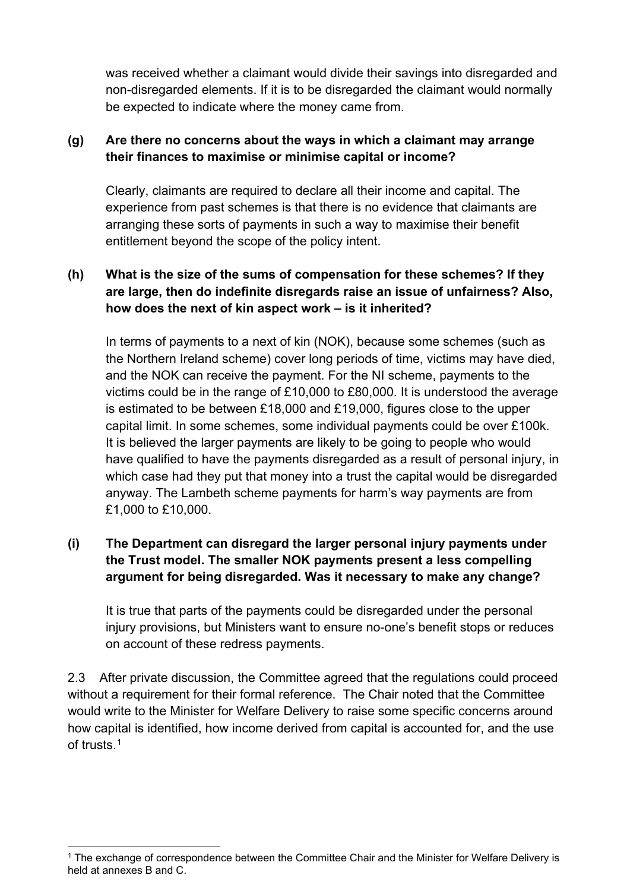was received whether a claimant would divide their savings into disregarded and non-disregarded elements. If it is to be disregarded the claimant would normally be expected to indicate where the money came from.

**(g) Are there no concerns about the ways in which a claimant may arrange their finances to maximise or minimise capital or income?**

Clearly, claimants are required to declare all their income and capital. The experience from past schemes is that there is no evidence that claimants are arranging these sorts of payments in such a way to maximise their benefit entitlement beyond the scope of the policy intent.

**(h) What is the size of the sums of compensation for these schemes? If they are large, then do indefinite disregards raise an issue of unfairness? Also, how does the next of kin aspect work – is it inherited?**

In terms of payments to a next of kin (NOK), because some schemes (such as the Northern Ireland scheme) cover long periods of time, victims may have died, and the NOK can receive the payment. For the NI scheme, payments to the victims could be in the range of £10,000 to £80,000. It is understood the average is estimated to be between £18,000 and £19,000, figures close to the upper capital limit. In some schemes, some individual payments could be over £100k. It is believed the larger payments are likely to be going to people who would have qualified to have the payments disregarded as a result of personal injury, in which case had they put that money into a trust the capital would be disregarded anyway. The Lambeth scheme payments for harm's way payments are from £1,000 to £10,000.

**(i) The Department can disregard the larger personal injury payments under the Trust model. The smaller NOK payments present a less compelling argument for being disregarded. Was it necessary to make any change?**

It is true that parts of the payments could be disregarded under the personal injury provisions, but Ministers want to ensure no-one's benefit stops or reduces on account of these redress payments.

2.3 After private discussion, the Committee agreed that the regulations could proceed without a requirement for their formal reference. The Chair noted that the Committee would write to the Minister for Welfare Delivery to raise some specific concerns around how capital is identified, how income derived from capital is accounted for, and the use of trusts.[1]

[1] The exchange of correspondence between the Committee Chair and the Minister for Welfare Delivery is held at annexes B and C.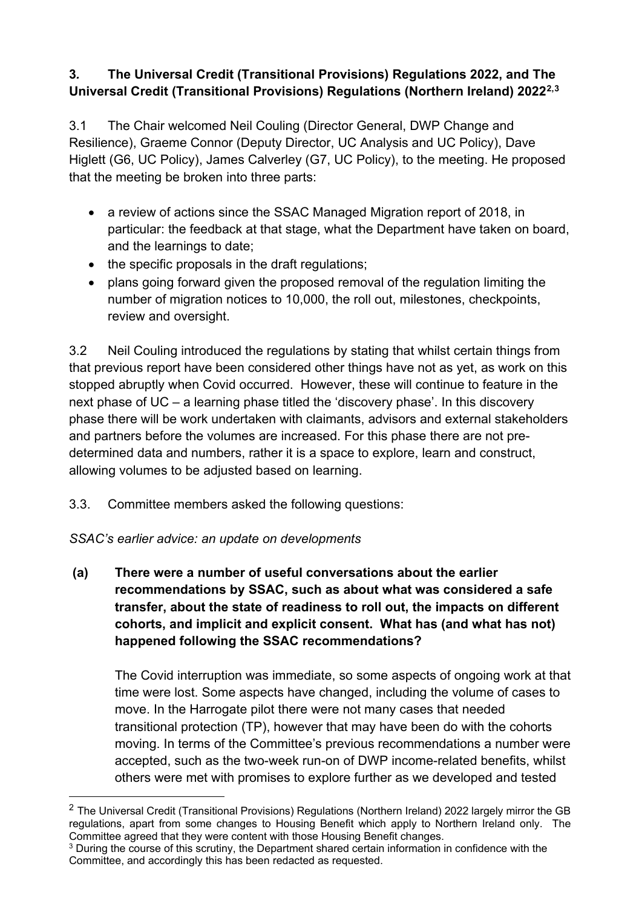## 3. The Universal Credit (Transitional Provisions) Regulations 2022, and The Universal Credit (Transitional Provisions) Regulations (Northern Ireland) 2022[2,3]

3.1 The Chair welcomed Neil Couling (Director General, DWP Change and Resilience), Graeme Connor (Deputy Director, UC Analysis and UC Policy), Dave Higlett (G6, UC Policy), James Calverley (G7, UC Policy), to the meeting. He proposed that the meeting be broken into three parts:

- a review of actions since the SSAC Managed Migration report of 2018, in particular: the feedback at that stage, what the Department have taken on board, and the learnings to date;
- the specific proposals in the draft regulations;
- plans going forward given the proposed removal of the regulation limiting the number of migration notices to 10,000, the roll out, milestones, checkpoints, review and oversight.

3.2 Neil Couling introduced the regulations by stating that whilst certain things from that previous report have been considered other things have not as yet, as work on this stopped abruptly when Covid occurred. However, these will continue to feature in the next phase of UC – a learning phase titled the 'discovery phase'. In this discovery phase there will be work undertaken with claimants, advisors and external stakeholders and partners before the volumes are increased. For this phase there are not pre-determined data and numbers, rather it is a space to explore, learn and construct, allowing volumes to be adjusted based on learning.

3.3. Committee members asked the following questions:

*SSAC's earlier advice: an update on developments*

**(a) There were a number of useful conversations about the earlier recommendations by SSAC, such as about what was considered a safe transfer, about the state of readiness to roll out, the impacts on different cohorts, and implicit and explicit consent. What has (and what has not) happened following the SSAC recommendations?**

The Covid interruption was immediate, so some aspects of ongoing work at that time were lost. Some aspects have changed, including the volume of cases to move. In the Harrogate pilot there were not many cases that needed transitional protection (TP), however that may have been do with the cohorts moving. In terms of the Committee's previous recommendations a number were accepted, such as the two-week run-on of DWP income-related benefits, whilst others were met with promises to explore further as we developed and tested

---

[2] The Universal Credit (Transitional Provisions) Regulations (Northern Ireland) 2022 largely mirror the GB regulations, apart from some changes to Housing Benefit which apply to Northern Ireland only. The Committee agreed that they were content with those Housing Benefit changes.

[3] During the course of this scrutiny, the Department shared certain information in confidence with the Committee, and accordingly this has been redacted as requested.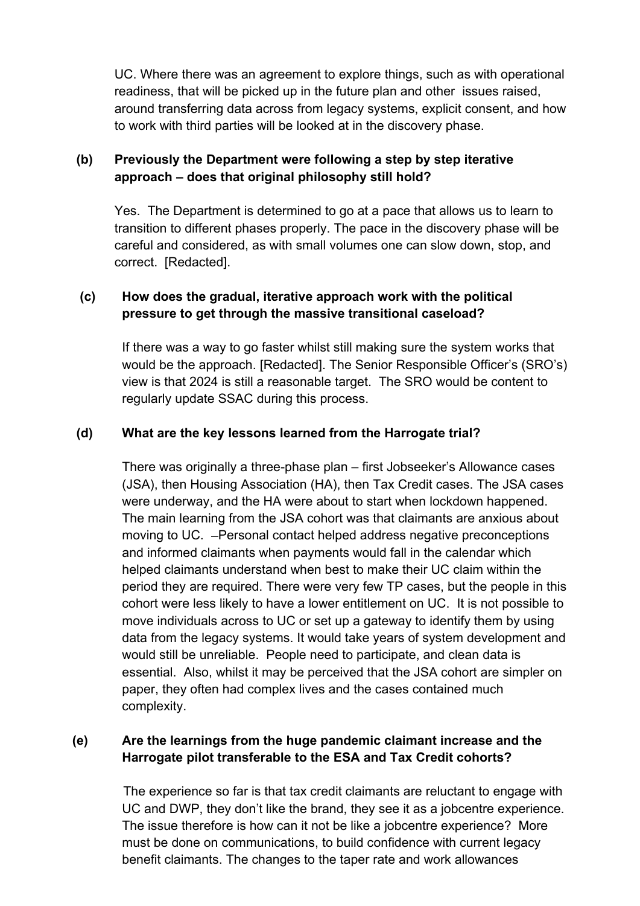UC. Where there was an agreement to explore things, such as with operational readiness, that will be picked up in the future plan and other issues raised, around transferring data across from legacy systems, explicit consent, and how to work with third parties will be looked at in the discovery phase.

**(b) Previously the Department were following a step by step iterative approach – does that original philosophy still hold?**

Yes. The Department is determined to go at a pace that allows us to learn to transition to different phases properly. The pace in the discovery phase will be careful and considered, as with small volumes one can slow down, stop, and correct. [Redacted].

**(c) How does the gradual, iterative approach work with the political pressure to get through the massive transitional caseload?**

If there was a way to go faster whilst still making sure the system works that would be the approach. [Redacted]. The Senior Responsible Officer's (SRO's) view is that 2024 is still a reasonable target. The SRO would be content to regularly update SSAC during this process.

**(d) What are the key lessons learned from the Harrogate trial?**

There was originally a three-phase plan – first Jobseeker's Allowance cases (JSA), then Housing Association (HA), then Tax Credit cases. The JSA cases were underway, and the HA were about to start when lockdown happened. The main learning from the JSA cohort was that claimants are anxious about moving to UC. –Personal contact helped address negative preconceptions and informed claimants when payments would fall in the calendar which helped claimants understand when best to make their UC claim within the period they are required. There were very few TP cases, but the people in this cohort were less likely to have a lower entitlement on UC. It is not possible to move individuals across to UC or set up a gateway to identify them by using data from the legacy systems. It would take years of system development and would still be unreliable. People need to participate, and clean data is essential. Also, whilst it may be perceived that the JSA cohort are simpler on paper, they often had complex lives and the cases contained much complexity.

**(e) Are the learnings from the huge pandemic claimant increase and the Harrogate pilot transferable to the ESA and Tax Credit cohorts?**

The experience so far is that tax credit claimants are reluctant to engage with UC and DWP, they don't like the brand, they see it as a jobcentre experience. The issue therefore is how can it not be like a jobcentre experience? More must be done on communications, to build confidence with current legacy benefit claimants. The changes to the taper rate and work allowances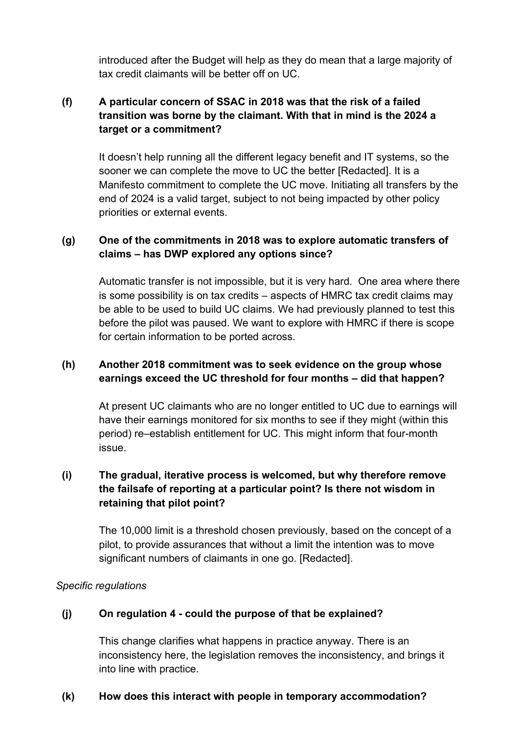introduced after the Budget will help as they do mean that a large majority of tax credit claimants will be better off on UC.

**(f) A particular concern of SSAC in 2018 was that the risk of a failed transition was borne by the claimant. With that in mind is the 2024 a target or a commitment?**

It doesn't help running all the different legacy benefit and IT systems, so the sooner we can complete the move to UC the better [Redacted]. It is a Manifesto commitment to complete the UC move. Initiating all transfers by the end of 2024 is a valid target, subject to not being impacted by other policy priorities or external events.

**(g) One of the commitments in 2018 was to explore automatic transfers of claims – has DWP explored any options since?**

Automatic transfer is not impossible, but it is very hard. One area where there is some possibility is on tax credits – aspects of HMRC tax credit claims may be able to be used to build UC claims. We had previously planned to test this before the pilot was paused. We want to explore with HMRC if there is scope for certain information to be ported across.

**(h) Another 2018 commitment was to seek evidence on the group whose earnings exceed the UC threshold for four months – did that happen?**

At present UC claimants who are no longer entitled to UC due to earnings will have their earnings monitored for six months to see if they might (within this period) re–establish entitlement for UC. This might inform that four-month issue.

**(i) The gradual, iterative process is welcomed, but why therefore remove the failsafe of reporting at a particular point? Is there not wisdom in retaining that pilot point?**

The 10,000 limit is a threshold chosen previously, based on the concept of a pilot, to provide assurances that without a limit the intention was to move significant numbers of claimants in one go. [Redacted].

*Specific regulations*

**(j) On regulation 4 - could the purpose of that be explained?**

This change clarifies what happens in practice anyway. There is an inconsistency here, the legislation removes the inconsistency, and brings it into line with practice.

**(k) How does this interact with people in temporary accommodation?**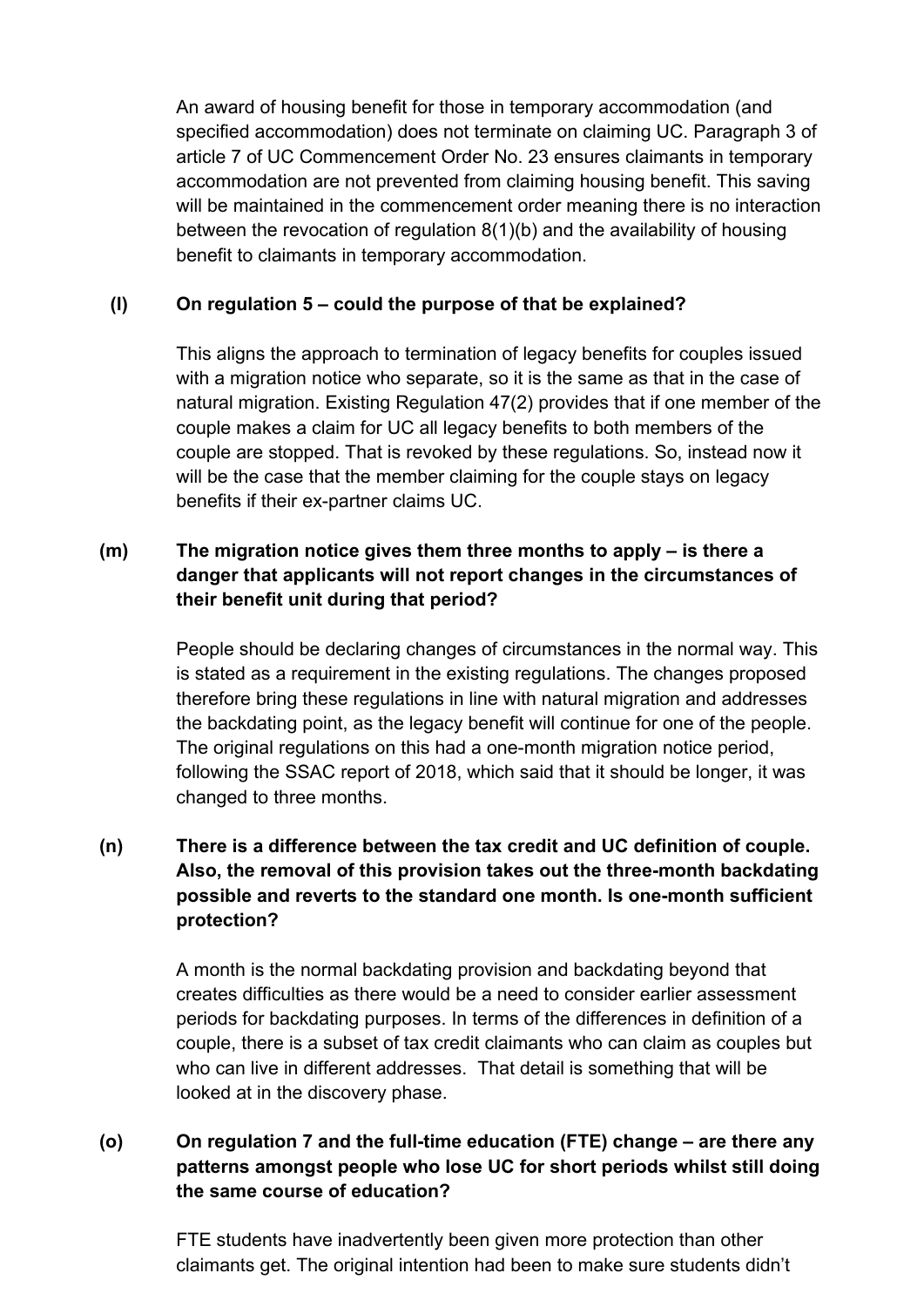An award of housing benefit for those in temporary accommodation (and specified accommodation) does not terminate on claiming UC. Paragraph 3 of article 7 of UC Commencement Order No. 23 ensures claimants in temporary accommodation are not prevented from claiming housing benefit. This saving will be maintained in the commencement order meaning there is no interaction between the revocation of regulation 8(1)(b) and the availability of housing benefit to claimants in temporary accommodation.

**(l) On regulation 5 – could the purpose of that be explained?**

This aligns the approach to termination of legacy benefits for couples issued with a migration notice who separate, so it is the same as that in the case of natural migration. Existing Regulation 47(2) provides that if one member of the couple makes a claim for UC all legacy benefits to both members of the couple are stopped. That is revoked by these regulations. So, instead now it will be the case that the member claiming for the couple stays on legacy benefits if their ex-partner claims UC.

**(m) The migration notice gives them three months to apply – is there a danger that applicants will not report changes in the circumstances of their benefit unit during that period?**

People should be declaring changes of circumstances in the normal way. This is stated as a requirement in the existing regulations. The changes proposed therefore bring these regulations in line with natural migration and addresses the backdating point, as the legacy benefit will continue for one of the people. The original regulations on this had a one-month migration notice period, following the SSAC report of 2018, which said that it should be longer, it was changed to three months.

**(n) There is a difference between the tax credit and UC definition of couple. Also, the removal of this provision takes out the three-month backdating possible and reverts to the standard one month. Is one-month sufficient protection?**

A month is the normal backdating provision and backdating beyond that creates difficulties as there would be a need to consider earlier assessment periods for backdating purposes. In terms of the differences in definition of a couple, there is a subset of tax credit claimants who can claim as couples but who can live in different addresses. That detail is something that will be looked at in the discovery phase.

**(o) On regulation 7 and the full-time education (FTE) change – are there any patterns amongst people who lose UC for short periods whilst still doing the same course of education?**

FTE students have inadvertently been given more protection than other claimants get. The original intention had been to make sure students didn't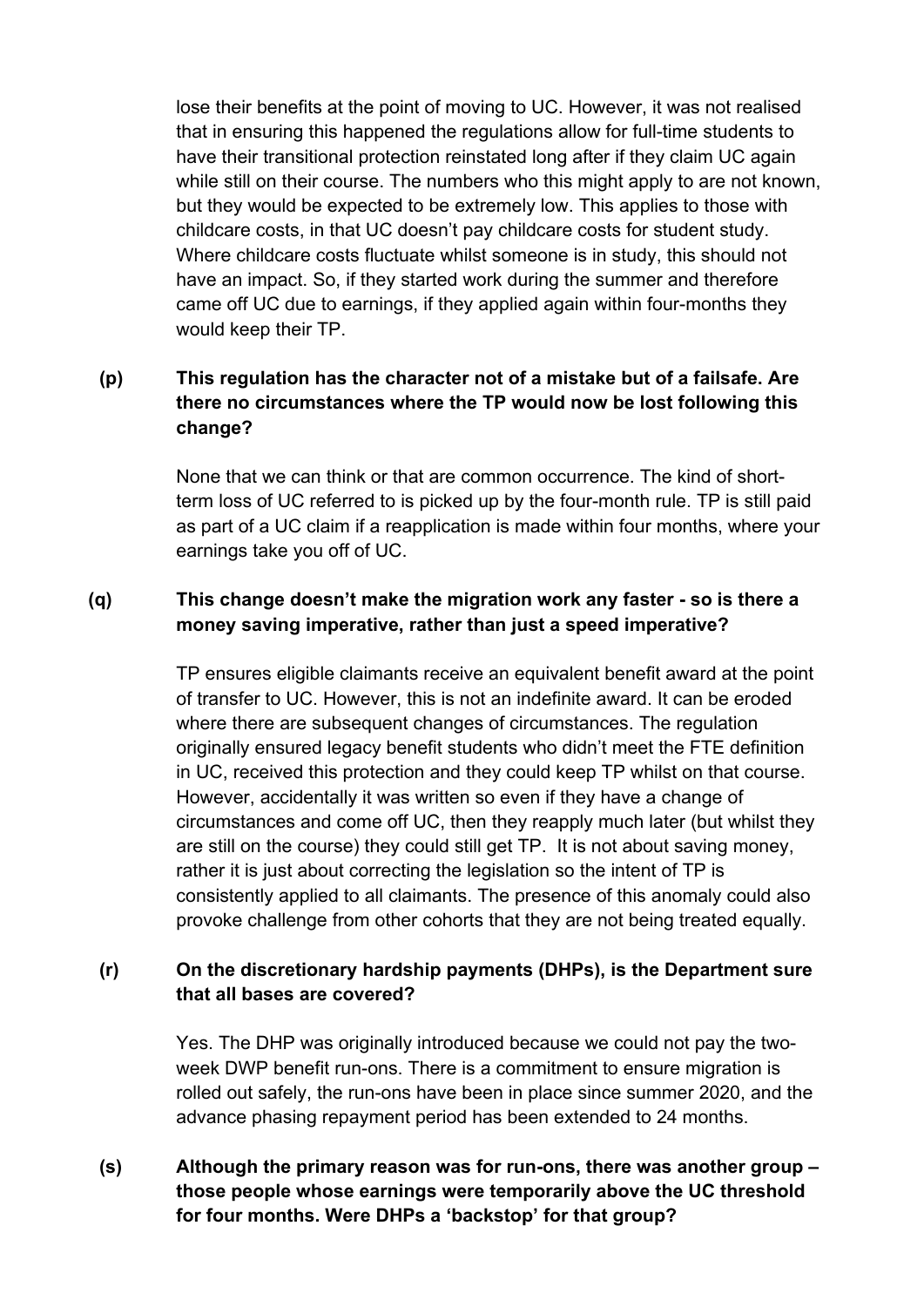lose their benefits at the point of moving to UC. However, it was not realised that in ensuring this happened the regulations allow for full-time students to have their transitional protection reinstated long after if they claim UC again while still on their course. The numbers who this might apply to are not known, but they would be expected to be extremely low. This applies to those with childcare costs, in that UC doesn't pay childcare costs for student study. Where childcare costs fluctuate whilst someone is in study, this should not have an impact. So, if they started work during the summer and therefore came off UC due to earnings, if they applied again within four-months they would keep their TP.

**(p) This regulation has the character not of a mistake but of a failsafe. Are there no circumstances where the TP would now be lost following this change?**

None that we can think or that are common occurrence. The kind of short-term loss of UC referred to is picked up by the four-month rule. TP is still paid as part of a UC claim if a reapplication is made within four months, where your earnings take you off of UC.

**(q) This change doesn't make the migration work any faster - so is there a money saving imperative, rather than just a speed imperative?**

TP ensures eligible claimants receive an equivalent benefit award at the point of transfer to UC. However, this is not an indefinite award. It can be eroded where there are subsequent changes of circumstances. The regulation originally ensured legacy benefit students who didn't meet the FTE definition in UC, received this protection and they could keep TP whilst on that course. However, accidentally it was written so even if they have a change of circumstances and come off UC, then they reapply much later (but whilst they are still on the course) they could still get TP. It is not about saving money, rather it is just about correcting the legislation so the intent of TP is consistently applied to all claimants. The presence of this anomaly could also provoke challenge from other cohorts that they are not being treated equally.

**(r) On the discretionary hardship payments (DHPs), is the Department sure that all bases are covered?**

Yes. The DHP was originally introduced because we could not pay the two-week DWP benefit run-ons. There is a commitment to ensure migration is rolled out safely, the run-ons have been in place since summer 2020, and the advance phasing repayment period has been extended to 24 months.

**(s) Although the primary reason was for run-ons, there was another group – those people whose earnings were temporarily above the UC threshold for four months. Were DHPs a 'backstop' for that group?**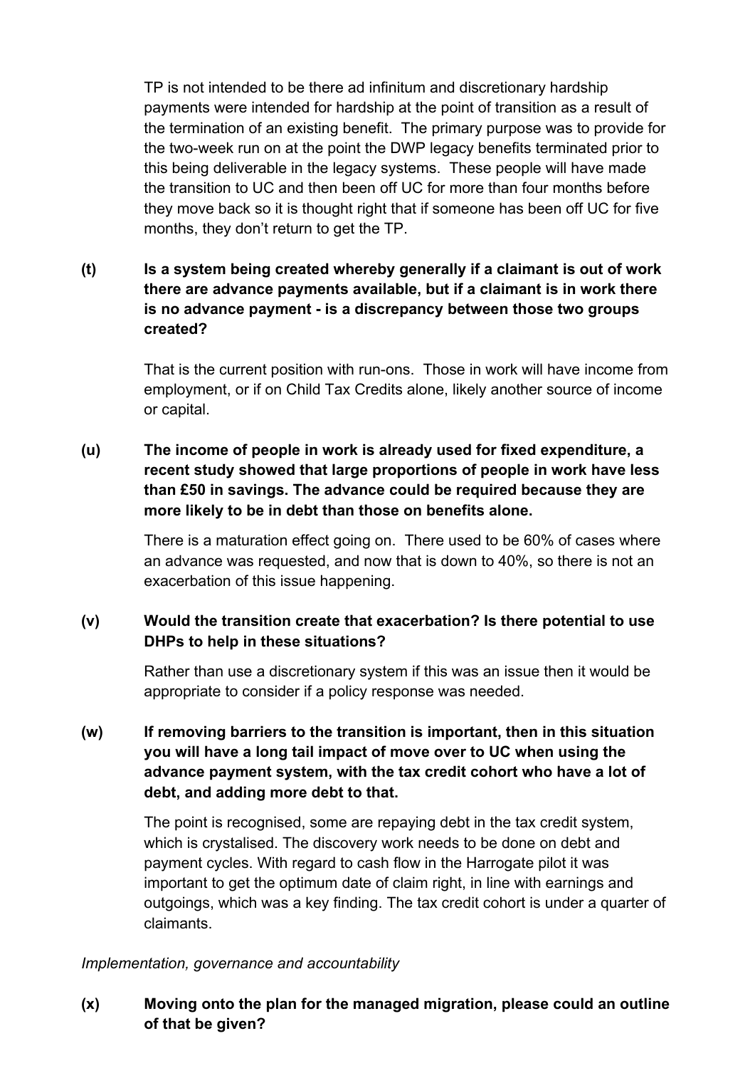TP is not intended to be there ad infinitum and discretionary hardship payments were intended for hardship at the point of transition as a result of the termination of an existing benefit. The primary purpose was to provide for the two-week run on at the point the DWP legacy benefits terminated prior to this being deliverable in the legacy systems. These people will have made the transition to UC and then been off UC for more than four months before they move back so it is thought right that if someone has been off UC for five months, they don't return to get the TP.

**(t) Is a system being created whereby generally if a claimant is out of work there are advance payments available, but if a claimant is in work there is no advance payment - is a discrepancy between those two groups created?**

That is the current position with run-ons. Those in work will have income from employment, or if on Child Tax Credits alone, likely another source of income or capital.

**(u) The income of people in work is already used for fixed expenditure, a recent study showed that large proportions of people in work have less than £50 in savings. The advance could be required because they are more likely to be in debt than those on benefits alone.**

There is a maturation effect going on. There used to be 60% of cases where an advance was requested, and now that is down to 40%, so there is not an exacerbation of this issue happening.

**(v) Would the transition create that exacerbation? Is there potential to use DHPs to help in these situations?**

Rather than use a discretionary system if this was an issue then it would be appropriate to consider if a policy response was needed.

**(w) If removing barriers to the transition is important, then in this situation you will have a long tail impact of move over to UC when using the advance payment system, with the tax credit cohort who have a lot of debt, and adding more debt to that.**

The point is recognised, some are repaying debt in the tax credit system, which is crystalised. The discovery work needs to be done on debt and payment cycles. With regard to cash flow in the Harrogate pilot it was important to get the optimum date of claim right, in line with earnings and outgoings, which was a key finding. The tax credit cohort is under a quarter of claimants.

*Implementation, governance and accountability*

**(x) Moving onto the plan for the managed migration, please could an outline of that be given?**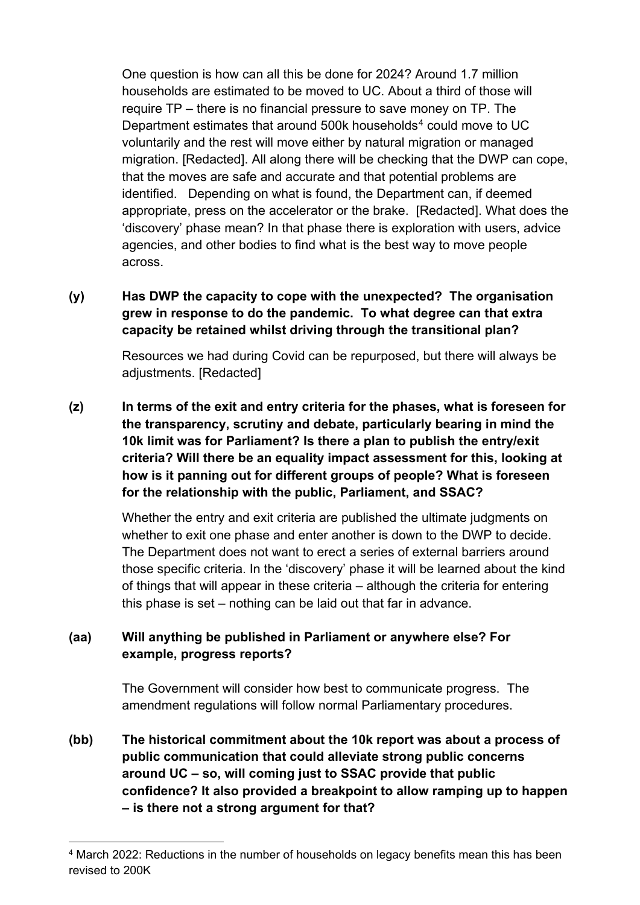One question is how can all this be done for 2024? Around 1.7 million households are estimated to be moved to UC. About a third of those will require TP – there is no financial pressure to save money on TP. The Department estimates that around 500k households[4] could move to UC voluntarily and the rest will move either by natural migration or managed migration. [Redacted]. All along there will be checking that the DWP can cope, that the moves are safe and accurate and that potential problems are identified. Depending on what is found, the Department can, if deemed appropriate, press on the accelerator or the brake. [Redacted]. What does the 'discovery' phase mean? In that phase there is exploration with users, advice agencies, and other bodies to find what is the best way to move people across.

**(y) Has DWP the capacity to cope with the unexpected? The organisation grew in response to do the pandemic. To what degree can that extra capacity be retained whilst driving through the transitional plan?**

Resources we had during Covid can be repurposed, but there will always be adjustments. [Redacted]

**(z) In terms of the exit and entry criteria for the phases, what is foreseen for the transparency, scrutiny and debate, particularly bearing in mind the 10k limit was for Parliament? Is there a plan to publish the entry/exit criteria? Will there be an equality impact assessment for this, looking at how is it panning out for different groups of people? What is foreseen for the relationship with the public, Parliament, and SSAC?**

Whether the entry and exit criteria are published the ultimate judgments on whether to exit one phase and enter another is down to the DWP to decide. The Department does not want to erect a series of external barriers around those specific criteria. In the 'discovery' phase it will be learned about the kind of things that will appear in these criteria – although the criteria for entering this phase is set – nothing can be laid out that far in advance.

**(aa) Will anything be published in Parliament or anywhere else? For example, progress reports?**

The Government will consider how best to communicate progress. The amendment regulations will follow normal Parliamentary procedures.

**(bb) The historical commitment about the 10k report was about a process of public communication that could alleviate strong public concerns around UC – so, will coming just to SSAC provide that public confidence? It also provided a breakpoint to allow ramping up to happen – is there not a strong argument for that?**

[4] March 2022: Reductions in the number of households on legacy benefits mean this has been revised to 200K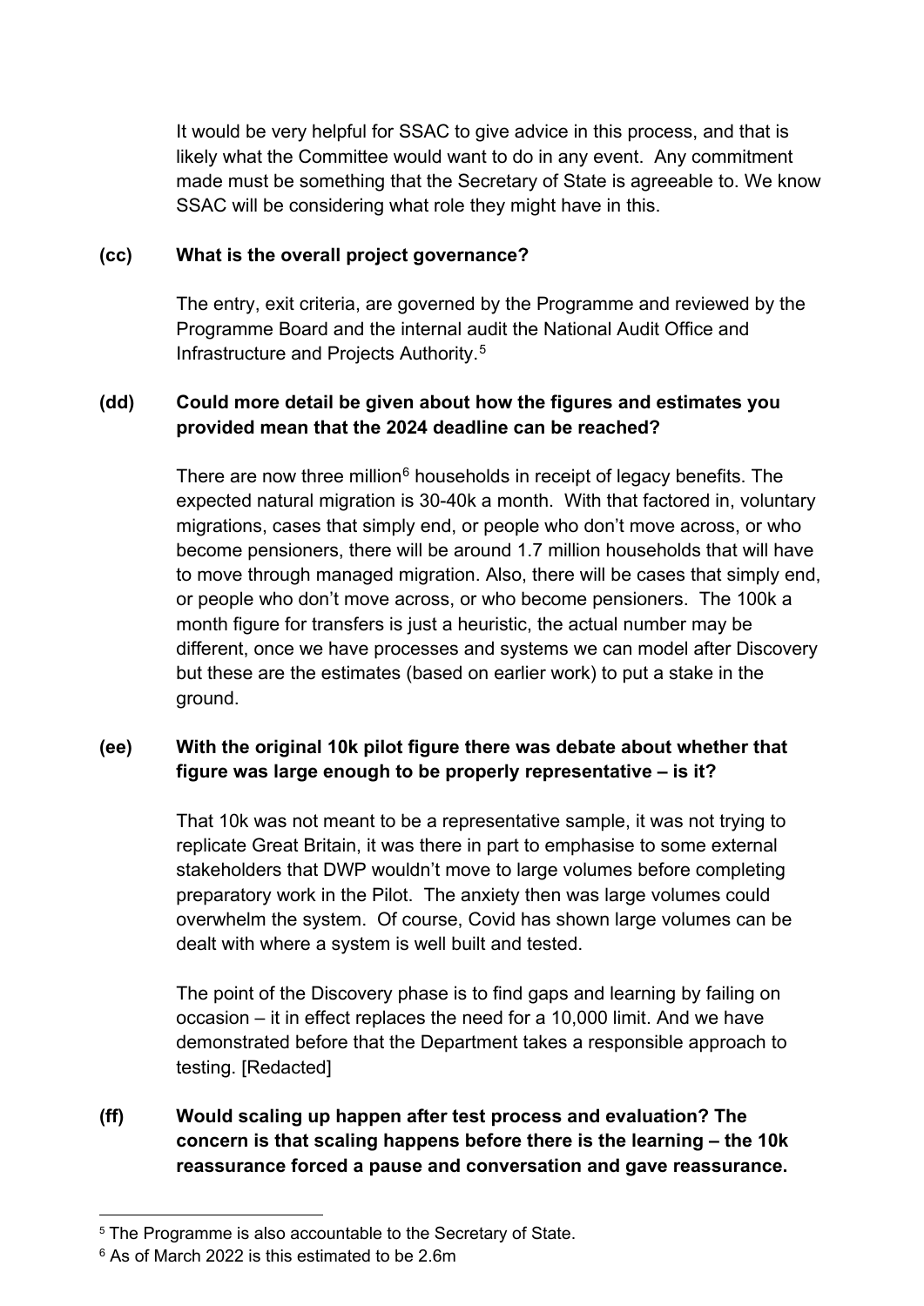It would be very helpful for SSAC to give advice in this process, and that is likely what the Committee would want to do in any event. Any commitment made must be something that the Secretary of State is agreeable to. We know SSAC will be considering what role they might have in this.

**(cc) What is the overall project governance?**

The entry, exit criteria, are governed by the Programme and reviewed by the Programme Board and the internal audit the National Audit Office and Infrastructure and Projects Authority.[5]

**(dd) Could more detail be given about how the figures and estimates you provided mean that the 2024 deadline can be reached?**

There are now three million[6] households in receipt of legacy benefits. The expected natural migration is 30-40k a month. With that factored in, voluntary migrations, cases that simply end, or people who don't move across, or who become pensioners, there will be around 1.7 million households that will have to move through managed migration. Also, there will be cases that simply end, or people who don't move across, or who become pensioners. The 100k a month figure for transfers is just a heuristic, the actual number may be different, once we have processes and systems we can model after Discovery but these are the estimates (based on earlier work) to put a stake in the ground.

**(ee) With the original 10k pilot figure there was debate about whether that figure was large enough to be properly representative – is it?**

That 10k was not meant to be a representative sample, it was not trying to replicate Great Britain, it was there in part to emphasise to some external stakeholders that DWP wouldn't move to large volumes before completing preparatory work in the Pilot. The anxiety then was large volumes could overwhelm the system. Of course, Covid has shown large volumes can be dealt with where a system is well built and tested.

The point of the Discovery phase is to find gaps and learning by failing on occasion – it in effect replaces the need for a 10,000 limit. And we have demonstrated before that the Department takes a responsible approach to testing. [Redacted]

**(ff) Would scaling up happen after test process and evaluation? The concern is that scaling happens before there is the learning – the 10k reassurance forced a pause and conversation and gave reassurance.**

---

[5] The Programme is also accountable to the Secretary of State.

[6] As of March 2022 is this estimated to be 2.6m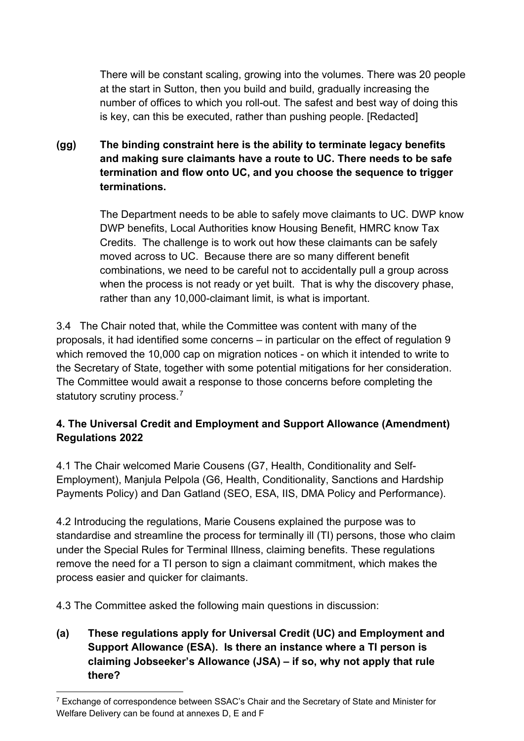There will be constant scaling, growing into the volumes. There was 20 people at the start in Sutton, then you build and build, gradually increasing the number of offices to which you roll-out. The safest and best way of doing this is key, can this be executed, rather than pushing people. [Redacted]

**(gg) The binding constraint here is the ability to terminate legacy benefits and making sure claimants have a route to UC. There needs to be safe termination and flow onto UC, and you choose the sequence to trigger terminations.**

The Department needs to be able to safely move claimants to UC. DWP know DWP benefits, Local Authorities know Housing Benefit, HMRC know Tax Credits. The challenge is to work out how these claimants can be safely moved across to UC. Because there are so many different benefit combinations, we need to be careful not to accidentally pull a group across when the process is not ready or yet built. That is why the discovery phase, rather than any 10,000-claimant limit, is what is important.

3.4 The Chair noted that, while the Committee was content with many of the proposals, it had identified some concerns – in particular on the effect of regulation 9 which removed the 10,000 cap on migration notices - on which it intended to write to the Secretary of State, together with some potential mitigations for her consideration. The Committee would await a response to those concerns before completing the statutory scrutiny process.[7]

**4. The Universal Credit and Employment and Support Allowance (Amendment) Regulations 2022**

4.1 The Chair welcomed Marie Cousens (G7, Health, Conditionality and Self-Employment), Manjula Pelpola (G6, Health, Conditionality, Sanctions and Hardship Payments Policy) and Dan Gatland (SEO, ESA, IIS, DMA Policy and Performance).

4.2 Introducing the regulations, Marie Cousens explained the purpose was to standardise and streamline the process for terminally ill (TI) persons, those who claim under the Special Rules for Terminal Illness, claiming benefits. These regulations remove the need for a TI person to sign a claimant commitment, which makes the process easier and quicker for claimants.

4.3 The Committee asked the following main questions in discussion:

**(a) These regulations apply for Universal Credit (UC) and Employment and Support Allowance (ESA). Is there an instance where a TI person is claiming Jobseeker's Allowance (JSA) – if so, why not apply that rule there?**

---

[7] Exchange of correspondence between SSAC's Chair and the Secretary of State and Minister for Welfare Delivery can be found at annexes D, E and F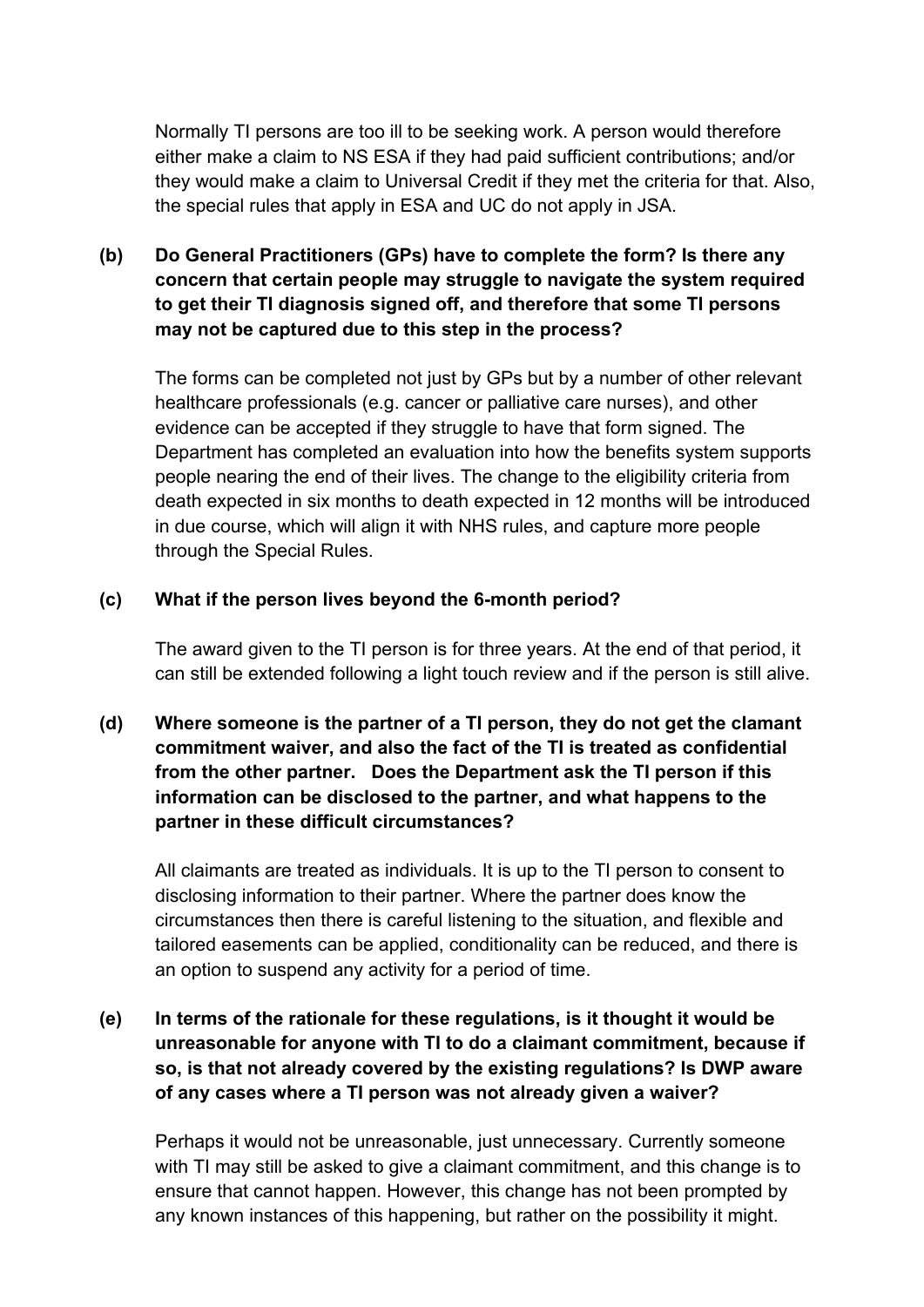Normally TI persons are too ill to be seeking work. A person would therefore either make a claim to NS ESA if they had paid sufficient contributions; and/or they would make a claim to Universal Credit if they met the criteria for that. Also, the special rules that apply in ESA and UC do not apply in JSA.

**(b) Do General Practitioners (GPs) have to complete the form? Is there any concern that certain people may struggle to navigate the system required to get their TI diagnosis signed off, and therefore that some TI persons may not be captured due to this step in the process?**

The forms can be completed not just by GPs but by a number of other relevant healthcare professionals (e.g. cancer or palliative care nurses), and other evidence can be accepted if they struggle to have that form signed. The Department has completed an evaluation into how the benefits system supports people nearing the end of their lives. The change to the eligibility criteria from death expected in six months to death expected in 12 months will be introduced in due course, which will align it with NHS rules, and capture more people through the Special Rules.

**(c) What if the person lives beyond the 6-month period?**

The award given to the TI person is for three years. At the end of that period, it can still be extended following a light touch review and if the person is still alive.

**(d) Where someone is the partner of a TI person, they do not get the clamant commitment waiver, and also the fact of the TI is treated as confidential from the other partner. Does the Department ask the TI person if this information can be disclosed to the partner, and what happens to the partner in these difficult circumstances?**

All claimants are treated as individuals. It is up to the TI person to consent to disclosing information to their partner. Where the partner does know the circumstances then there is careful listening to the situation, and flexible and tailored easements can be applied, conditionality can be reduced, and there is an option to suspend any activity for a period of time.

**(e) In terms of the rationale for these regulations, is it thought it would be unreasonable for anyone with TI to do a claimant commitment, because if so, is that not already covered by the existing regulations? Is DWP aware of any cases where a TI person was not already given a waiver?**

Perhaps it would not be unreasonable, just unnecessary. Currently someone with TI may still be asked to give a claimant commitment, and this change is to ensure that cannot happen. However, this change has not been prompted by any known instances of this happening, but rather on the possibility it might.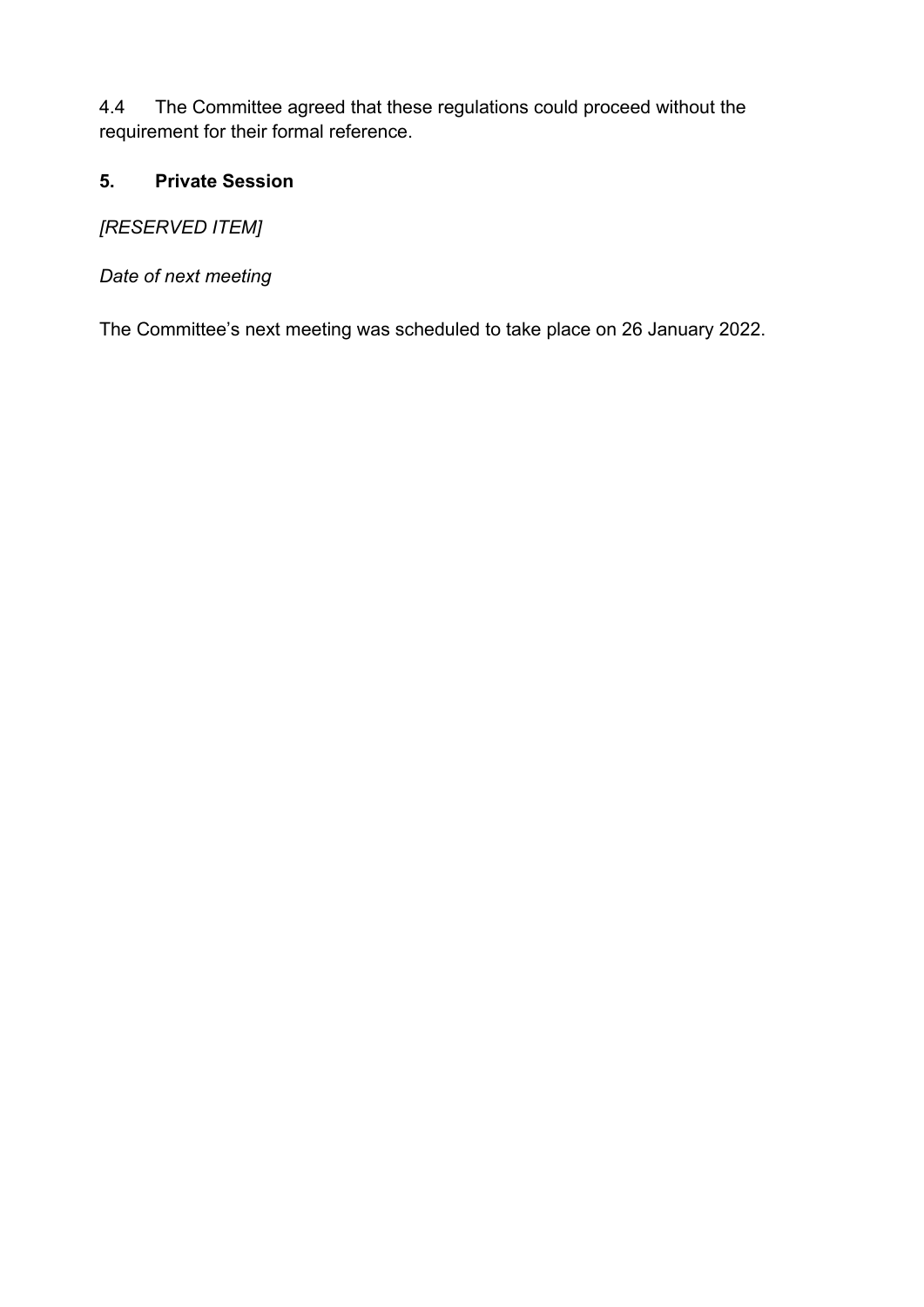4.4 The Committee agreed that these regulations could proceed without the requirement for their formal reference.

## 5. Private Session

*[RESERVED ITEM]*

*Date of next meeting*

The Committee's next meeting was scheduled to take place on 26 January 2022.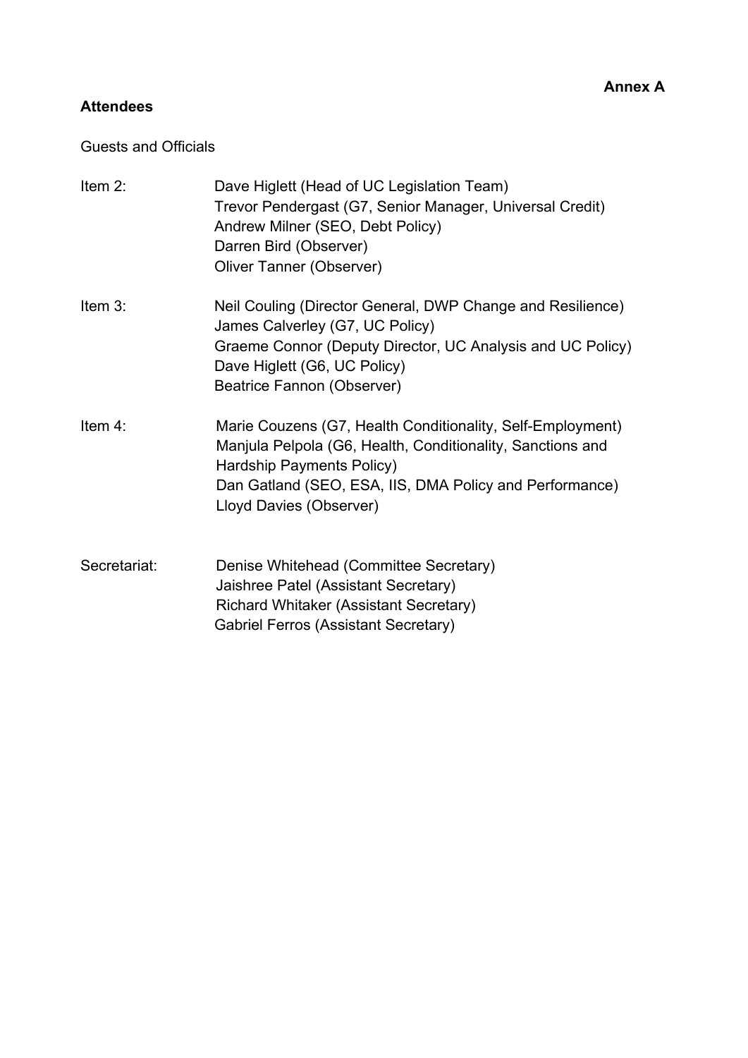**Annex A**

**Attendees**

Guests and Officials

Item 2: Dave Higlett (Head of UC Legislation Team)
Trevor Pendergast (G7, Senior Manager, Universal Credit)
Andrew Milner (SEO, Debt Policy)
Darren Bird (Observer)
Oliver Tanner (Observer)

Item 3: Neil Couling (Director General, DWP Change and Resilience)
James Calverley (G7, UC Policy)
Graeme Connor (Deputy Director, UC Analysis and UC Policy)
Dave Higlett (G6, UC Policy)
Beatrice Fannon (Observer)

Item 4: Marie Couzens (G7, Health Conditionality, Self-Employment)
Manjula Pelpola (G6, Health, Conditionality, Sanctions and Hardship Payments Policy)
Dan Gatland (SEO, ESA, IIS, DMA Policy and Performance)
Lloyd Davies (Observer)

Secretariat: Denise Whitehead (Committee Secretary)
Jaishree Patel (Assistant Secretary)
Richard Whitaker (Assistant Secretary)
Gabriel Ferros (Assistant Secretary)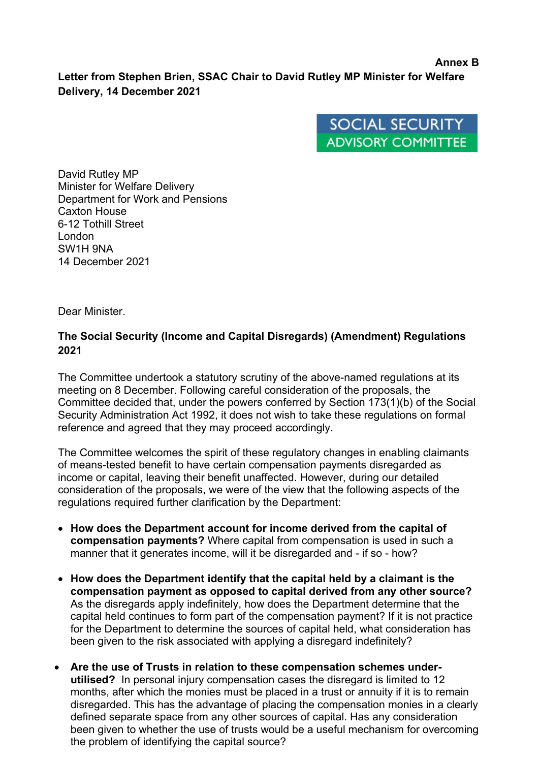**Annex B**

**Letter from Stephen Brien, SSAC Chair to David Rutley MP Minister for Welfare Delivery, 14 December 2021**

SOCIAL SECURITY ADVISORY COMMITTEE

David Rutley MP
Minister for Welfare Delivery
Department for Work and Pensions
Caxton House
6-12 Tothill Street
London
SW1H 9NA
14 December 2021

Dear Minister.

**The Social Security (Income and Capital Disregards) (Amendment) Regulations 2021**

The Committee undertook a statutory scrutiny of the above-named regulations at its meeting on 8 December. Following careful consideration of the proposals, the Committee decided that, under the powers conferred by Section 173(1)(b) of the Social Security Administration Act 1992, it does not wish to take these regulations on formal reference and agreed that they may proceed accordingly.

The Committee welcomes the spirit of these regulatory changes in enabling claimants of means-tested benefit to have certain compensation payments disregarded as income or capital, leaving their benefit unaffected. However, during our detailed consideration of the proposals, we were of the view that the following aspects of the regulations required further clarification by the Department:

- **How does the Department account for income derived from the capital of compensation payments?** Where capital from compensation is used in such a manner that it generates income, will it be disregarded and - if so - how?
- **How does the Department identify that the capital held by a claimant is the compensation payment as opposed to capital derived from any other source?** As the disregards apply indefinitely, how does the Department determine that the capital held continues to form part of the compensation payment? If it is not practice for the Department to determine the sources of capital held, what consideration has been given to the risk associated with applying a disregard indefinitely?
- **Are the use of Trusts in relation to these compensation schemes under-utilised?** In personal injury compensation cases the disregard is limited to 12 months, after which the monies must be placed in a trust or annuity if it is to remain disregarded. This has the advantage of placing the compensation monies in a clearly defined separate space from any other sources of capital. Has any consideration been given to whether the use of trusts would be a useful mechanism for overcoming the problem of identifying the capital source?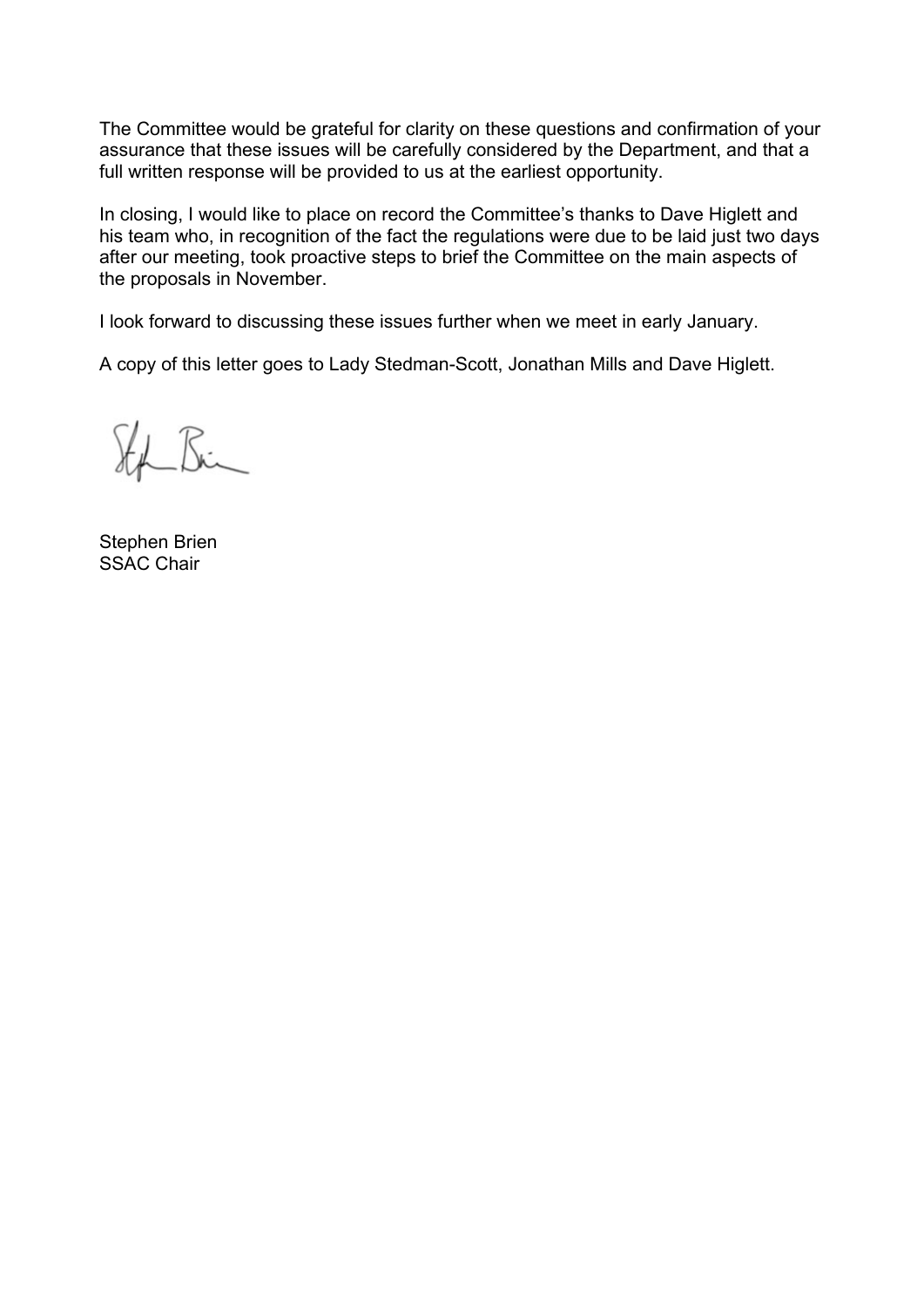The Committee would be grateful for clarity on these questions and confirmation of your assurance that these issues will be carefully considered by the Department, and that a full written response will be provided to us at the earliest opportunity.

In closing, I would like to place on record the Committee's thanks to Dave Higlett and his team who, in recognition of the fact the regulations were due to be laid just two days after our meeting, took proactive steps to brief the Committee on the main aspects of the proposals in November.

I look forward to discussing these issues further when we meet in early January.

A copy of this letter goes to Lady Stedman-Scott, Jonathan Mills and Dave Higlett.

Stephen Brien
SSAC Chair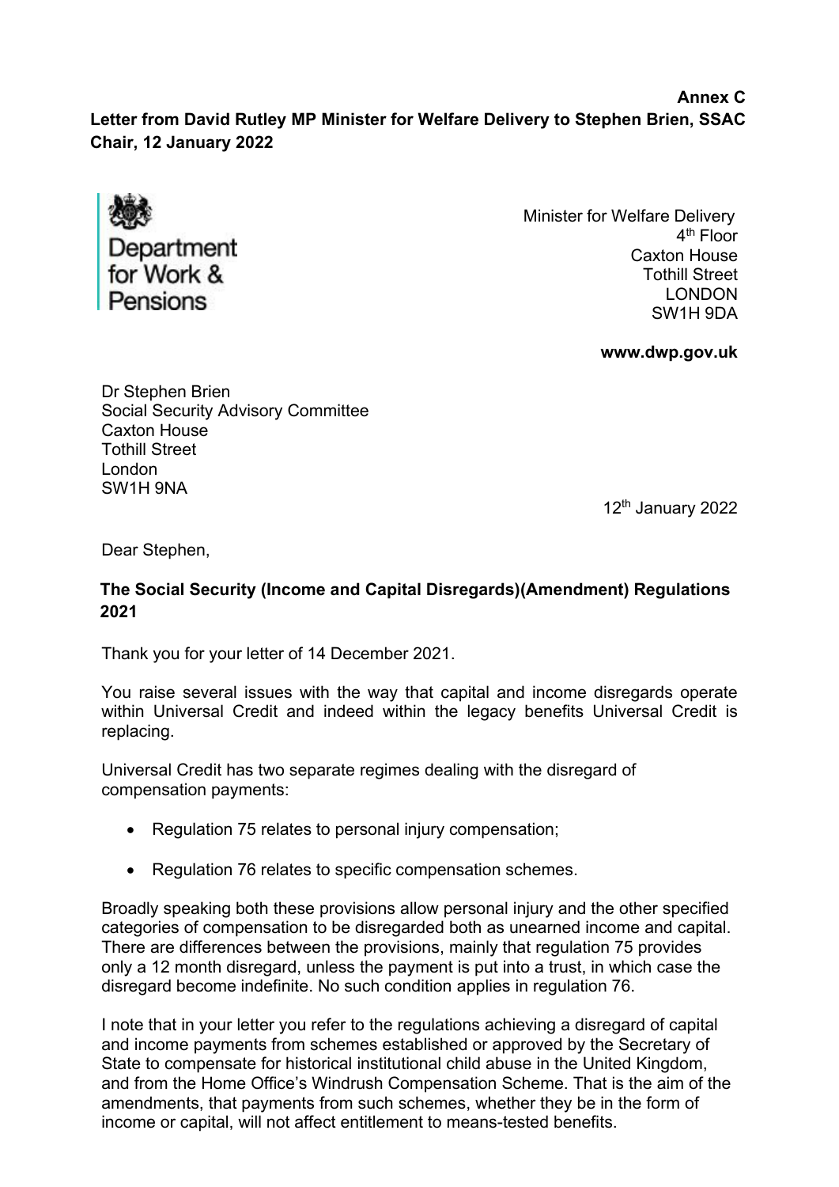**Annex C**

**Letter from David Rutley MP Minister for Welfare Delivery to Stephen Brien, SSAC Chair, 12 January 2022**

Department for Work & Pensions

Minister for Welfare Delivery
4th Floor
Caxton House
Tothill Street
LONDON
SW1H 9DA

**www.dwp.gov.uk**

Dr Stephen Brien
Social Security Advisory Committee
Caxton House
Tothill Street
London
SW1H 9NA

12th January 2022

Dear Stephen,

**The Social Security (Income and Capital Disregards)(Amendment) Regulations 2021**

Thank you for your letter of 14 December 2021.

You raise several issues with the way that capital and income disregards operate within Universal Credit and indeed within the legacy benefits Universal Credit is replacing.

Universal Credit has two separate regimes dealing with the disregard of compensation payments:

- Regulation 75 relates to personal injury compensation;
- Regulation 76 relates to specific compensation schemes.

Broadly speaking both these provisions allow personal injury and the other specified categories of compensation to be disregarded both as unearned income and capital. There are differences between the provisions, mainly that regulation 75 provides only a 12 month disregard, unless the payment is put into a trust, in which case the disregard become indefinite. No such condition applies in regulation 76.

I note that in your letter you refer to the regulations achieving a disregard of capital and income payments from schemes established or approved by the Secretary of State to compensate for historical institutional child abuse in the United Kingdom, and from the Home Office's Windrush Compensation Scheme. That is the aim of the amendments, that payments from such schemes, whether they be in the form of income or capital, will not affect entitlement to means-tested benefits.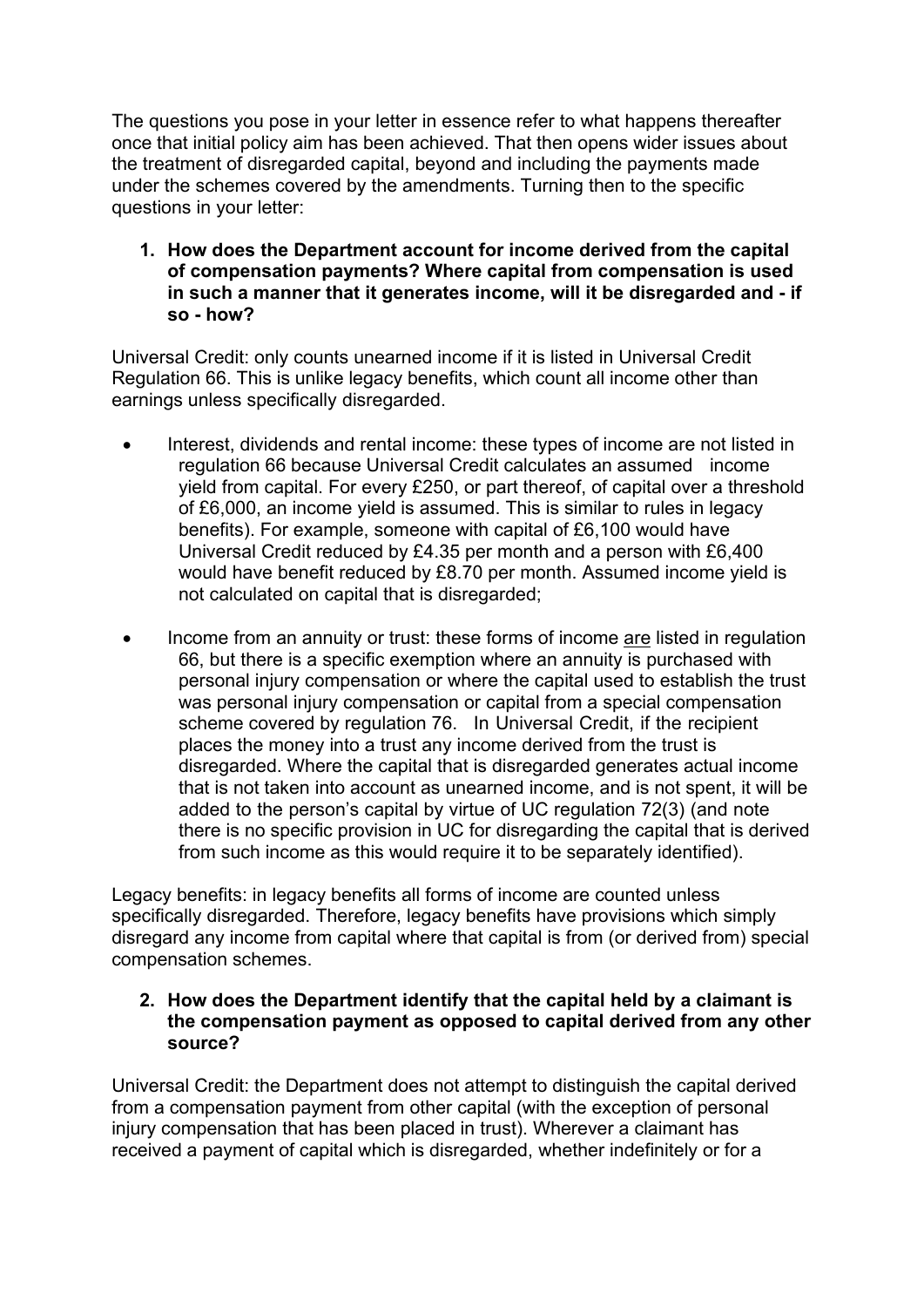The questions you pose in your letter in essence refer to what happens thereafter once that initial policy aim has been achieved. That then opens wider issues about the treatment of disregarded capital, beyond and including the payments made under the schemes covered by the amendments. Turning then to the specific questions in your letter:

1. **How does the Department account for income derived from the capital of compensation payments? Where capital from compensation is used in such a manner that it generates income, will it be disregarded and - if so - how?**

Universal Credit: only counts unearned income if it is listed in Universal Credit Regulation 66. This is unlike legacy benefits, which count all income other than earnings unless specifically disregarded.

- Interest, dividends and rental income: these types of income are not listed in regulation 66 because Universal Credit calculates an assumed income yield from capital. For every £250, or part thereof, of capital over a threshold of £6,000, an income yield is assumed. This is similar to rules in legacy benefits). For example, someone with capital of £6,100 would have Universal Credit reduced by £4.35 per month and a person with £6,400 would have benefit reduced by £8.70 per month. Assumed income yield is not calculated on capital that is disregarded;

- Income from an annuity or trust: these forms of income <u>are</u> listed in regulation 66, but there is a specific exemption where an annuity is purchased with personal injury compensation or where the capital used to establish the trust was personal injury compensation or capital from a special compensation scheme covered by regulation 76. In Universal Credit, if the recipient places the money into a trust any income derived from the trust is disregarded. Where the capital that is disregarded generates actual income that is not taken into account as unearned income, and is not spent, it will be added to the person's capital by virtue of UC regulation 72(3) (and note there is no specific provision in UC for disregarding the capital that is derived from such income as this would require it to be separately identified).

Legacy benefits: in legacy benefits all forms of income are counted unless specifically disregarded. Therefore, legacy benefits have provisions which simply disregard any income from capital where that capital is from (or derived from) special compensation schemes.

2. **How does the Department identify that the capital held by a claimant is the compensation payment as opposed to capital derived from any other source?**

Universal Credit: the Department does not attempt to distinguish the capital derived from a compensation payment from other capital (with the exception of personal injury compensation that has been placed in trust). Wherever a claimant has received a payment of capital which is disregarded, whether indefinitely or for a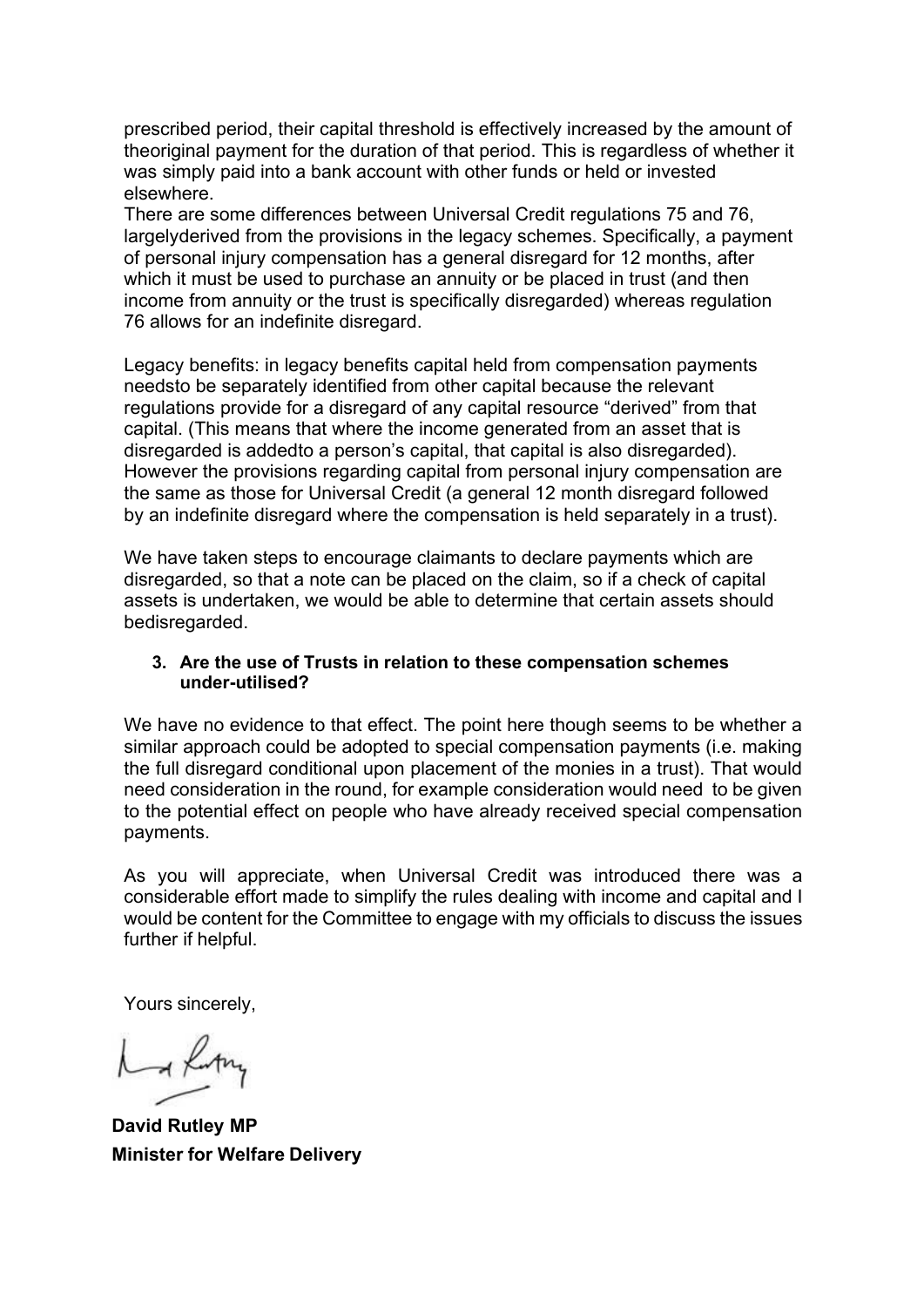prescribed period, their capital threshold is effectively increased by the amount of theoriginal payment for the duration of that period. This is regardless of whether it was simply paid into a bank account with other funds or held or invested elsewhere.
There are some differences between Universal Credit regulations 75 and 76, largelyderived from the provisions in the legacy schemes. Specifically, a payment of personal injury compensation has a general disregard for 12 months, after which it must be used to purchase an annuity or be placed in trust (and then income from annuity or the trust is specifically disregarded) whereas regulation 76 allows for an indefinite disregard.

Legacy benefits: in legacy benefits capital held from compensation payments needsto be separately identified from other capital because the relevant regulations provide for a disregard of any capital resource "derived" from that capital. (This means that where the income generated from an asset that is disregarded is addedto a person's capital, that capital is also disregarded). However the provisions regarding capital from personal injury compensation are the same as those for Universal Credit (a general 12 month disregard followed by an indefinite disregard where the compensation is held separately in a trust).

We have taken steps to encourage claimants to declare payments which are disregarded, so that a note can be placed on the claim, so if a check of capital assets is undertaken, we would be able to determine that certain assets should bedisregarded.

3. **Are the use of Trusts in relation to these compensation schemes under-utilised?**

We have no evidence to that effect. The point here though seems to be whether a similar approach could be adopted to special compensation payments (i.e. making the full disregard conditional upon placement of the monies in a trust). That would need consideration in the round, for example consideration would need to be given to the potential effect on people who have already received special compensation payments.

As you will appreciate, when Universal Credit was introduced there was a considerable effort made to simplify the rules dealing with income and capital and I would be content for the Committee to engage with my officials to discuss the issues further if helpful.

Yours sincerely,

**David Rutley MP**
**Minister for Welfare Delivery**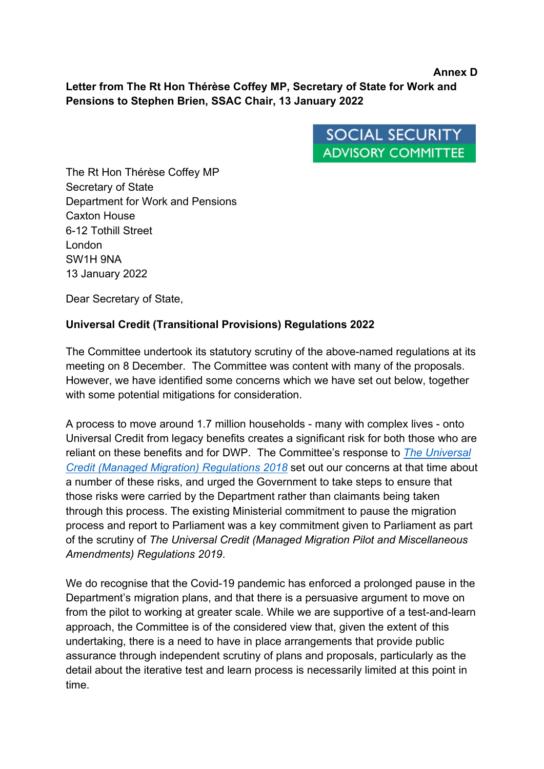**Annex D**

**Letter from The Rt Hon Thérèse Coffey MP, Secretary of State for Work and Pensions to Stephen Brien, SSAC Chair, 13 January 2022**

SOCIAL SECURITY ADVISORY COMMITTEE

The Rt Hon Thérèse Coffey MP
Secretary of State
Department for Work and Pensions
Caxton House
6-12 Tothill Street
London
SW1H 9NA
13 January 2022

Dear Secretary of State,

**Universal Credit (Transitional Provisions) Regulations 2022**

The Committee undertook its statutory scrutiny of the above-named regulations at its meeting on 8 December. The Committee was content with many of the proposals. However, we have identified some concerns which we have set out below, together with some potential mitigations for consideration.

A process to move around 1.7 million households - many with complex lives - onto Universal Credit from legacy benefits creates a significant risk for both those who are reliant on these benefits and for DWP. The Committee's response to *The Universal Credit (Managed Migration) Regulations 2018* set out our concerns at that time about a number of these risks, and urged the Government to take steps to ensure that those risks were carried by the Department rather than claimants being taken through this process. The existing Ministerial commitment to pause the migration process and report to Parliament was a key commitment given to Parliament as part of the scrutiny of *The Universal Credit (Managed Migration Pilot and Miscellaneous Amendments) Regulations 2019*.

We do recognise that the Covid-19 pandemic has enforced a prolonged pause in the Department's migration plans, and that there is a persuasive argument to move on from the pilot to working at greater scale. While we are supportive of a test-and-learn approach, the Committee is of the considered view that, given the extent of this undertaking, there is a need to have in place arrangements that provide public assurance through independent scrutiny of plans and proposals, particularly as the detail about the iterative test and learn process is necessarily limited at this point in time.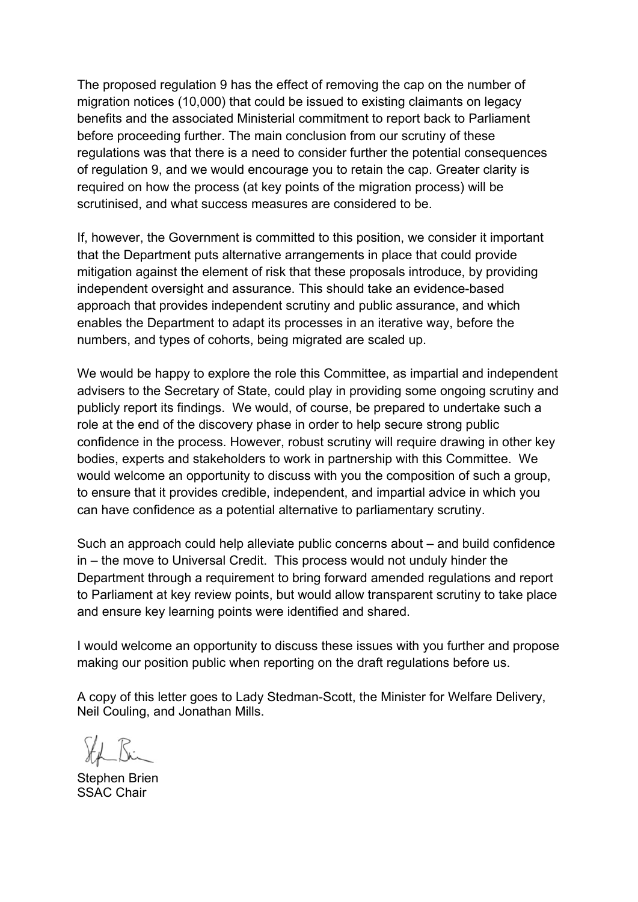The proposed regulation 9 has the effect of removing the cap on the number of migration notices (10,000) that could be issued to existing claimants on legacy benefits and the associated Ministerial commitment to report back to Parliament before proceeding further. The main conclusion from our scrutiny of these regulations was that there is a need to consider further the potential consequences of regulation 9, and we would encourage you to retain the cap. Greater clarity is required on how the process (at key points of the migration process) will be scrutinised, and what success measures are considered to be.

If, however, the Government is committed to this position, we consider it important that the Department puts alternative arrangements in place that could provide mitigation against the element of risk that these proposals introduce, by providing independent oversight and assurance. This should take an evidence-based approach that provides independent scrutiny and public assurance, and which enables the Department to adapt its processes in an iterative way, before the numbers, and types of cohorts, being migrated are scaled up.

We would be happy to explore the role this Committee, as impartial and independent advisers to the Secretary of State, could play in providing some ongoing scrutiny and publicly report its findings. We would, of course, be prepared to undertake such a role at the end of the discovery phase in order to help secure strong public confidence in the process. However, robust scrutiny will require drawing in other key bodies, experts and stakeholders to work in partnership with this Committee. We would welcome an opportunity to discuss with you the composition of such a group, to ensure that it provides credible, independent, and impartial advice in which you can have confidence as a potential alternative to parliamentary scrutiny.

Such an approach could help alleviate public concerns about – and build confidence in – the move to Universal Credit. This process would not unduly hinder the Department through a requirement to bring forward amended regulations and report to Parliament at key review points, but would allow transparent scrutiny to take place and ensure key learning points were identified and shared.

I would welcome an opportunity to discuss these issues with you further and propose making our position public when reporting on the draft regulations before us.

A copy of this letter goes to Lady Stedman-Scott, the Minister for Welfare Delivery, Neil Couling, and Jonathan Mills.

Stephen Brien
SSAC Chair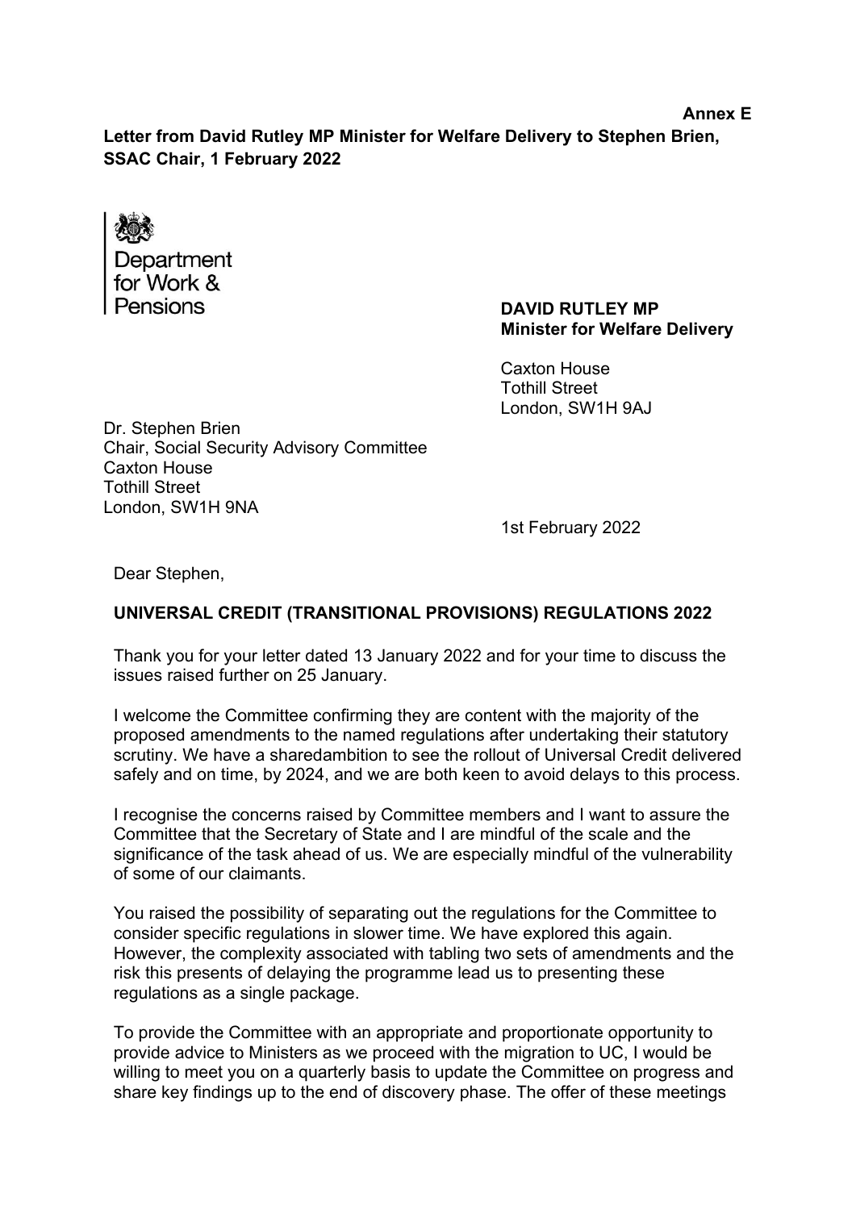**Annex E**

**Letter from David Rutley MP Minister for Welfare Delivery to Stephen Brien, SSAC Chair, 1 February 2022**

Department for Work & Pensions

**DAVID RUTLEY MP**
**Minister for Welfare Delivery**

Caxton House
Tothill Street
London, SW1H 9AJ

Dr. Stephen Brien
Chair, Social Security Advisory Committee
Caxton House
Tothill Street
London, SW1H 9NA

1st February 2022

Dear Stephen,

**UNIVERSAL CREDIT (TRANSITIONAL PROVISIONS) REGULATIONS 2022**

Thank you for your letter dated 13 January 2022 and for your time to discuss the issues raised further on 25 January.

I welcome the Committee confirming they are content with the majority of the proposed amendments to the named regulations after undertaking their statutory scrutiny. We have a sharedambition to see the rollout of Universal Credit delivered safely and on time, by 2024, and we are both keen to avoid delays to this process.

I recognise the concerns raised by Committee members and I want to assure the Committee that the Secretary of State and I are mindful of the scale and the significance of the task ahead of us. We are especially mindful of the vulnerability of some of our claimants.

You raised the possibility of separating out the regulations for the Committee to consider specific regulations in slower time. We have explored this again. However, the complexity associated with tabling two sets of amendments and the risk this presents of delaying the programme lead us to presenting these regulations as a single package.

To provide the Committee with an appropriate and proportionate opportunity to provide advice to Ministers as we proceed with the migration to UC, I would be willing to meet you on a quarterly basis to update the Committee on progress and share key findings up to the end of discovery phase. The offer of these meetings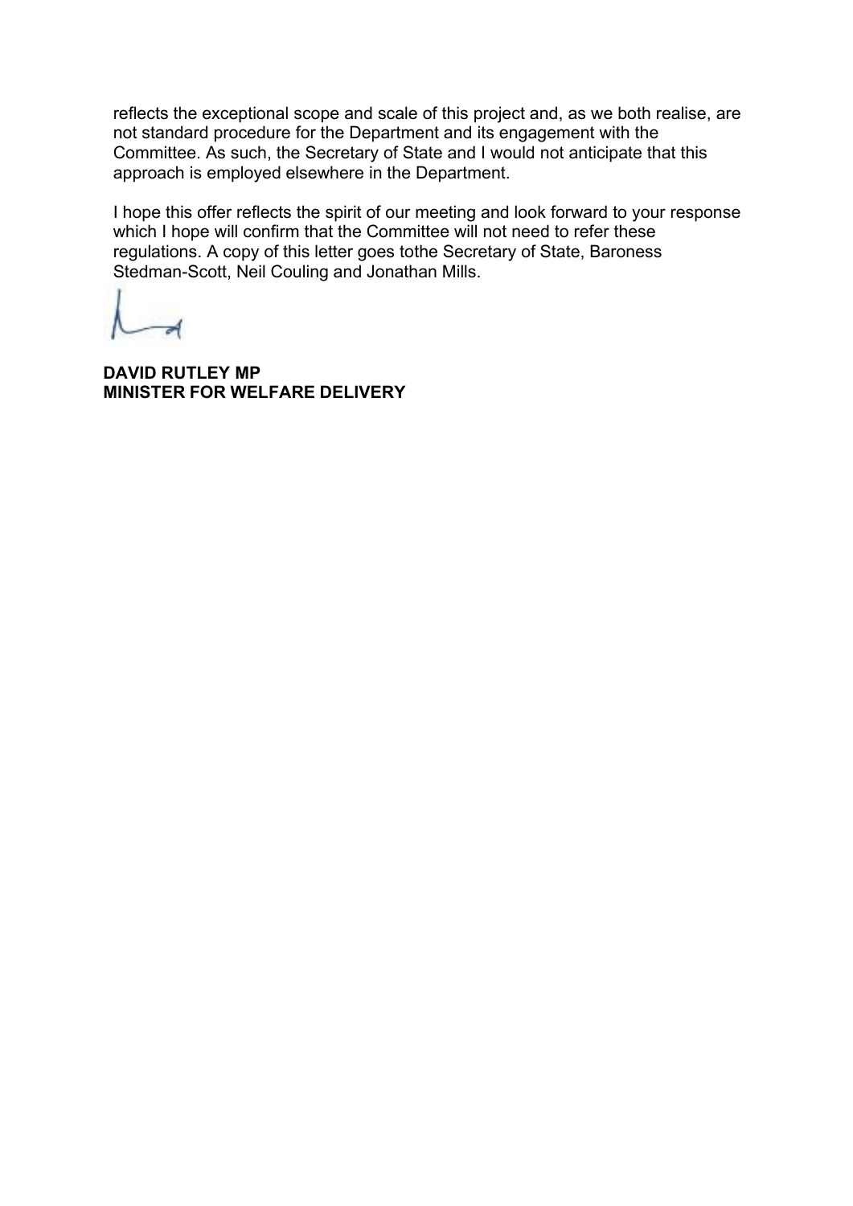reflects the exceptional scope and scale of this project and, as we both realise, are not standard procedure for the Department and its engagement with the Committee. As such, the Secretary of State and I would not anticipate that this approach is employed elsewhere in the Department.

I hope this offer reflects the spirit of our meeting and look forward to your response which I hope will confirm that the Committee will not need to refer these regulations. A copy of this letter goes tothe Secretary of State, Baroness Stedman-Scott, Neil Couling and Jonathan Mills.

**DAVID RUTLEY MP**
**MINISTER FOR WELFARE DELIVERY**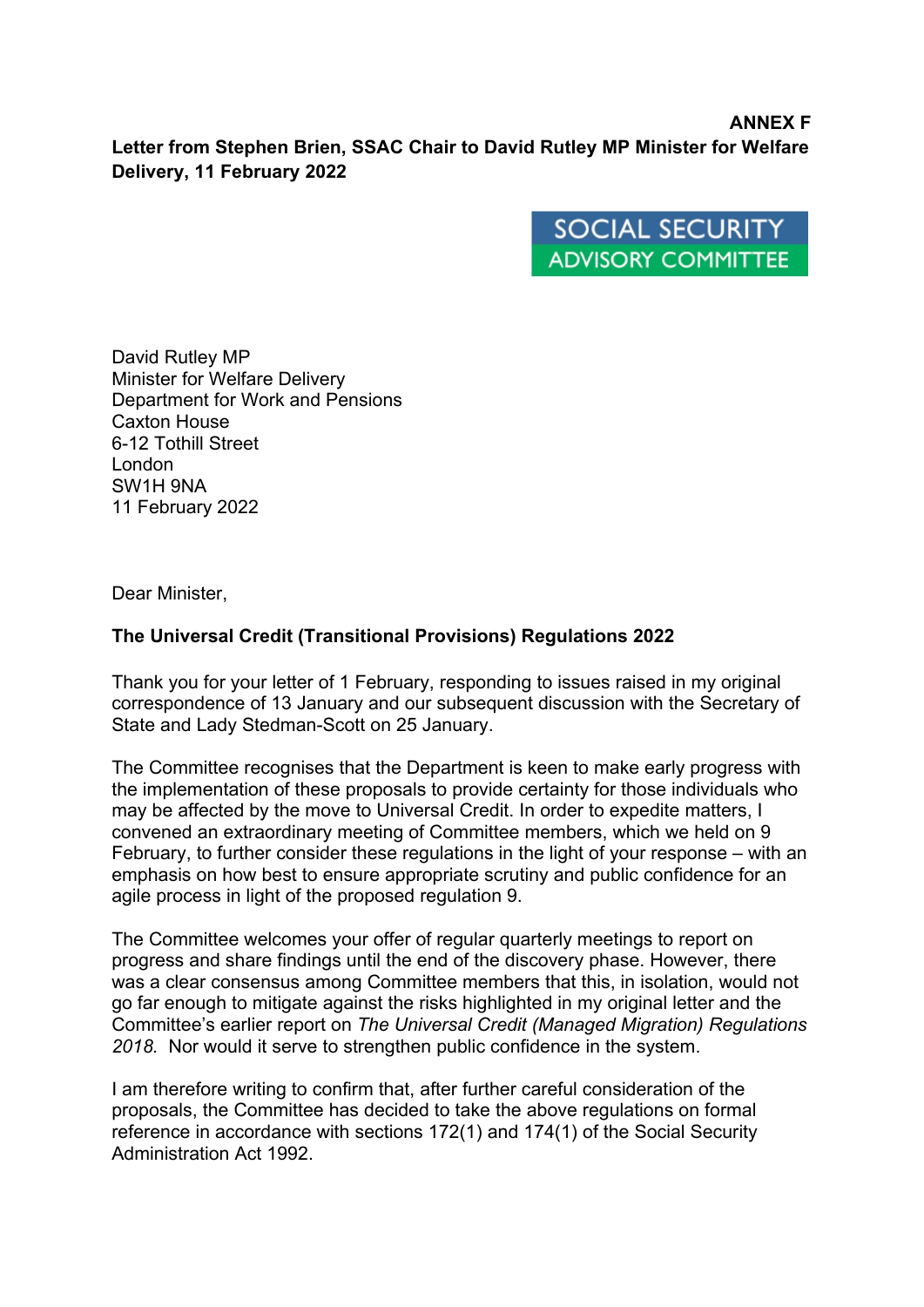**ANNEX F**

**Letter from Stephen Brien, SSAC Chair to David Rutley MP Minister for Welfare Delivery, 11 February 2022**

SOCIAL SECURITY
ADVISORY COMMITTEE

David Rutley MP
Minister for Welfare Delivery
Department for Work and Pensions
Caxton House
6-12 Tothill Street
London
SW1H 9NA
11 February 2022

Dear Minister,

**The Universal Credit (Transitional Provisions) Regulations 2022**

Thank you for your letter of 1 February, responding to issues raised in my original correspondence of 13 January and our subsequent discussion with the Secretary of State and Lady Stedman-Scott on 25 January.

The Committee recognises that the Department is keen to make early progress with the implementation of these proposals to provide certainty for those individuals who may be affected by the move to Universal Credit. In order to expedite matters, I convened an extraordinary meeting of Committee members, which we held on 9 February, to further consider these regulations in the light of your response – with an emphasis on how best to ensure appropriate scrutiny and public confidence for an agile process in light of the proposed regulation 9.

The Committee welcomes your offer of regular quarterly meetings to report on progress and share findings until the end of the discovery phase. However, there was a clear consensus among Committee members that this, in isolation, would not go far enough to mitigate against the risks highlighted in my original letter and the Committee's earlier report on *The Universal Credit (Managed Migration) Regulations 2018.* Nor would it serve to strengthen public confidence in the system.

I am therefore writing to confirm that, after further careful consideration of the proposals, the Committee has decided to take the above regulations on formal reference in accordance with sections 172(1) and 174(1) of the Social Security Administration Act 1992.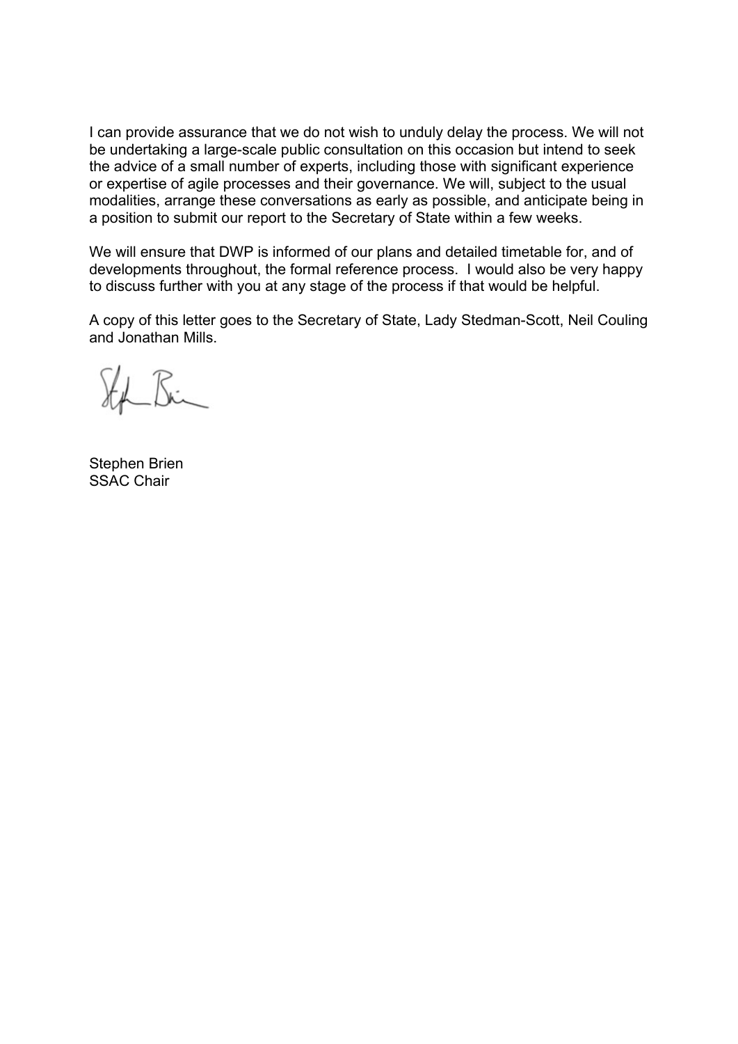I can provide assurance that we do not wish to unduly delay the process. We will not be undertaking a large-scale public consultation on this occasion but intend to seek the advice of a small number of experts, including those with significant experience or expertise of agile processes and their governance. We will, subject to the usual modalities, arrange these conversations as early as possible, and anticipate being in a position to submit our report to the Secretary of State within a few weeks.

We will ensure that DWP is informed of our plans and detailed timetable for, and of developments throughout, the formal reference process. I would also be very happy to discuss further with you at any stage of the process if that would be helpful.

A copy of this letter goes to the Secretary of State, Lady Stedman-Scott, Neil Couling and Jonathan Mills.

Stephen Brien
SSAC Chair